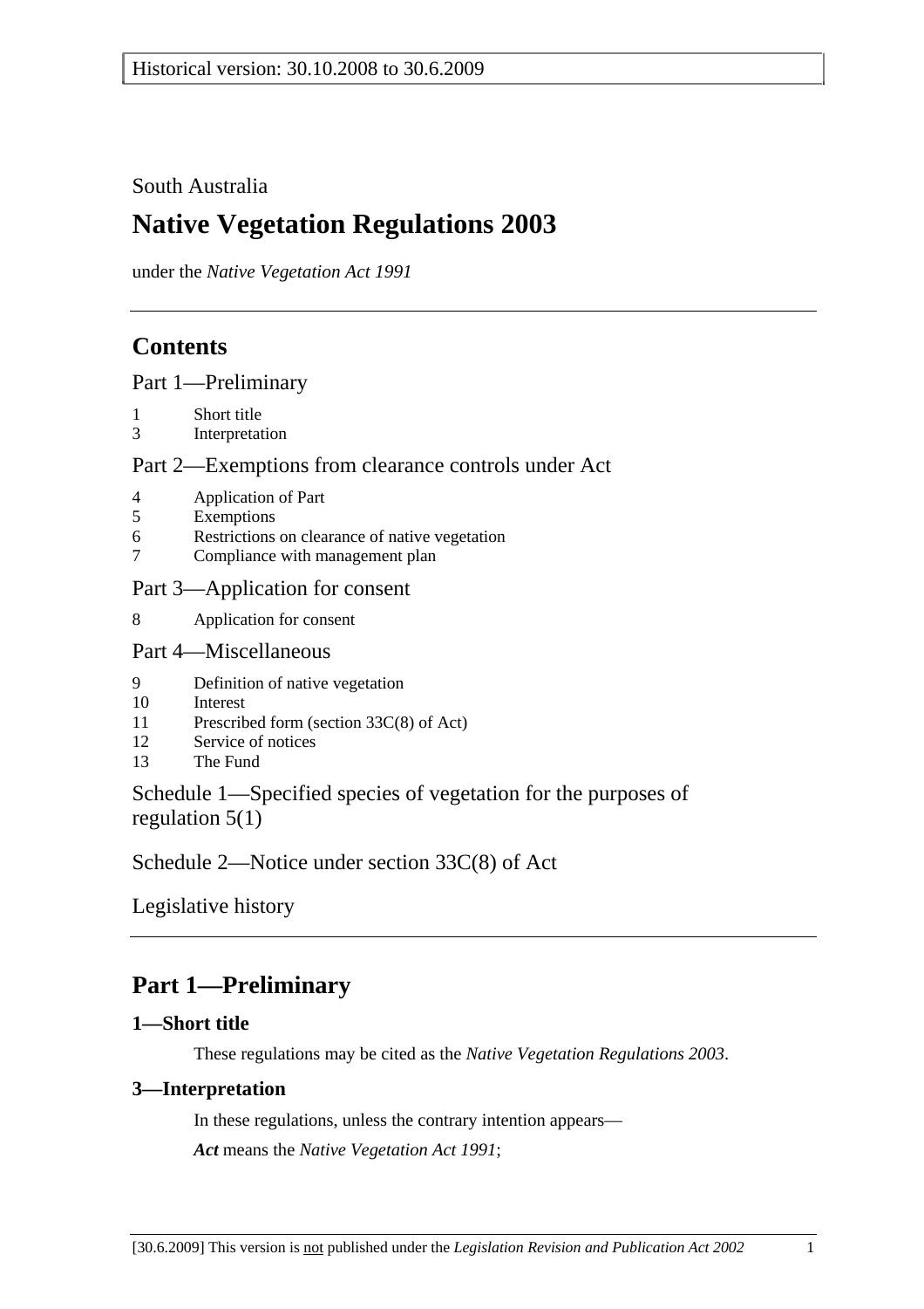South Australia

# Native Vegetation Regulations 2003

under the *Native Vegetation Act 1991*

## Contents

Part 1—Preliminary

1 Short title
3 Interpretation

Part 2—Exemptions from clearance controls under Act

4 Application of Part
5 Exemptions
6 Restrictions on clearance of native vegetation
7 Compliance with management plan

Part 3—Application for consent

8 Application for consent

Part 4—Miscellaneous

9 Definition of native vegetation
10 Interest
11 Prescribed form (section 33C(8) of Act)
12 Service of notices
13 The Fund

Schedule 1—Specified species of vegetation for the purposes of regulation 5(1)

Schedule 2—Notice under section 33C(8) of Act

Legislative history

## Part 1—Preliminary

### 1—Short title

These regulations may be cited as the *Native Vegetation Regulations 2003*.

### 3—Interpretation

In these regulations, unless the contrary intention appears—

***Act*** means the *Native Vegetation Act 1991*;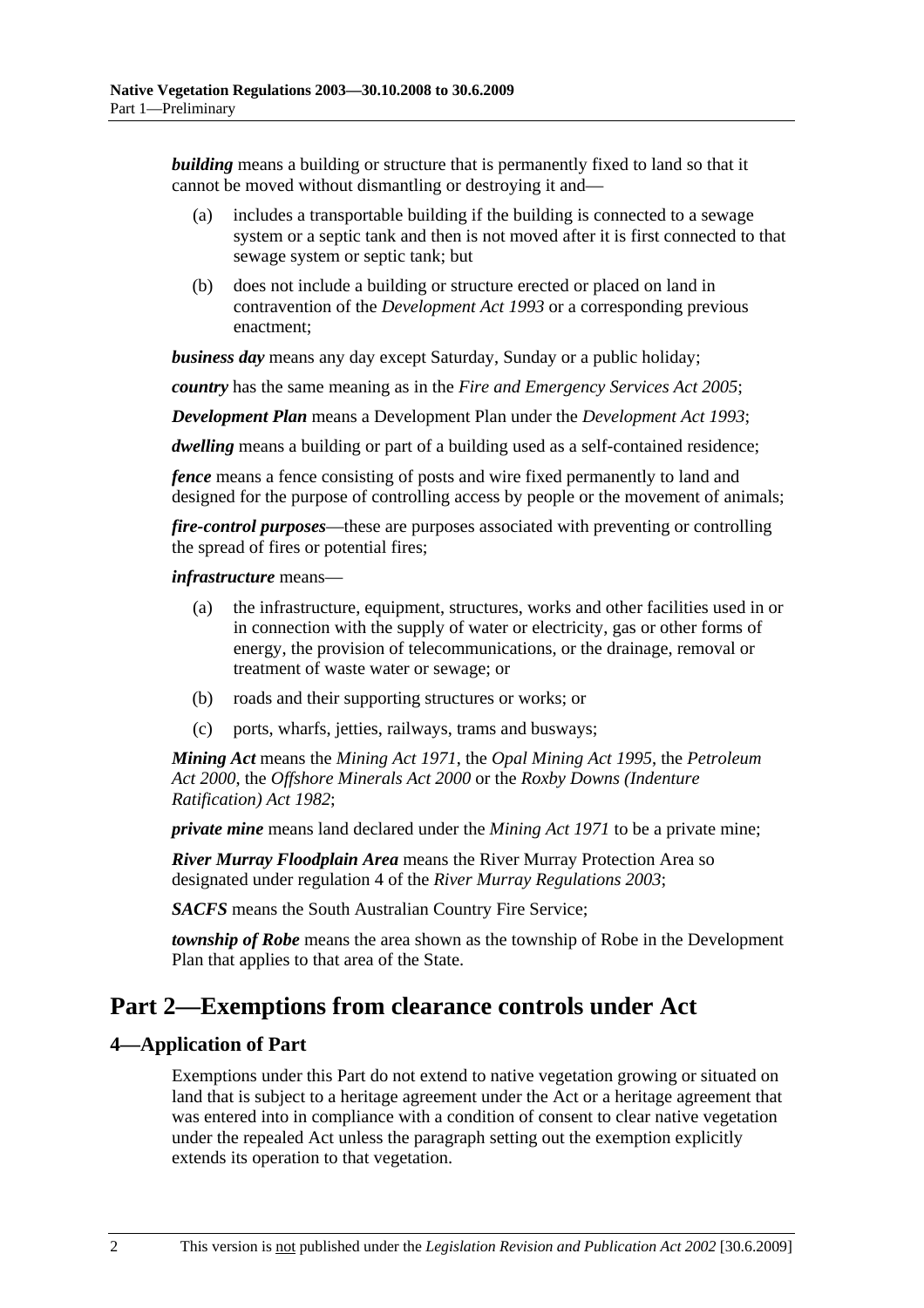***building*** means a building or structure that is permanently fixed to land so that it cannot be moved without dismantling or destroying it and—

(a) includes a transportable building if the building is connected to a sewage system or a septic tank and then is not moved after it is first connected to that sewage system or septic tank; but

(b) does not include a building or structure erected or placed on land in contravention of the *Development Act 1993* or a corresponding previous enactment;

***business day*** means any day except Saturday, Sunday or a public holiday;

***country*** has the same meaning as in the *Fire and Emergency Services Act 2005*;

***Development Plan*** means a Development Plan under the *Development Act 1993*;

***dwelling*** means a building or part of a building used as a self-contained residence;

***fence*** means a fence consisting of posts and wire fixed permanently to land and designed for the purpose of controlling access by people or the movement of animals;

***fire-control purposes***—these are purposes associated with preventing or controlling the spread of fires or potential fires;

***infrastructure*** means—

(a) the infrastructure, equipment, structures, works and other facilities used in or in connection with the supply of water or electricity, gas or other forms of energy, the provision of telecommunications, or the drainage, removal or treatment of waste water or sewage; or

(b) roads and their supporting structures or works; or

(c) ports, wharfs, jetties, railways, trams and busways;

***Mining Act*** means the *Mining Act 1971*, the *Opal Mining Act 1995*, the *Petroleum Act 2000*, the *Offshore Minerals Act 2000* or the *Roxby Downs (Indenture Ratification) Act 1982*;

***private mine*** means land declared under the *Mining Act 1971* to be a private mine;

***River Murray Floodplain Area*** means the River Murray Protection Area so designated under regulation 4 of the *River Murray Regulations 2003*;

***SACFS*** means the South Australian Country Fire Service;

***township of Robe*** means the area shown as the township of Robe in the Development Plan that applies to that area of the State.

# Part 2—Exemptions from clearance controls under Act

## 4—Application of Part

Exemptions under this Part do not extend to native vegetation growing or situated on land that is subject to a heritage agreement under the Act or a heritage agreement that was entered into in compliance with a condition of consent to clear native vegetation under the repealed Act unless the paragraph setting out the exemption explicitly extends its operation to that vegetation.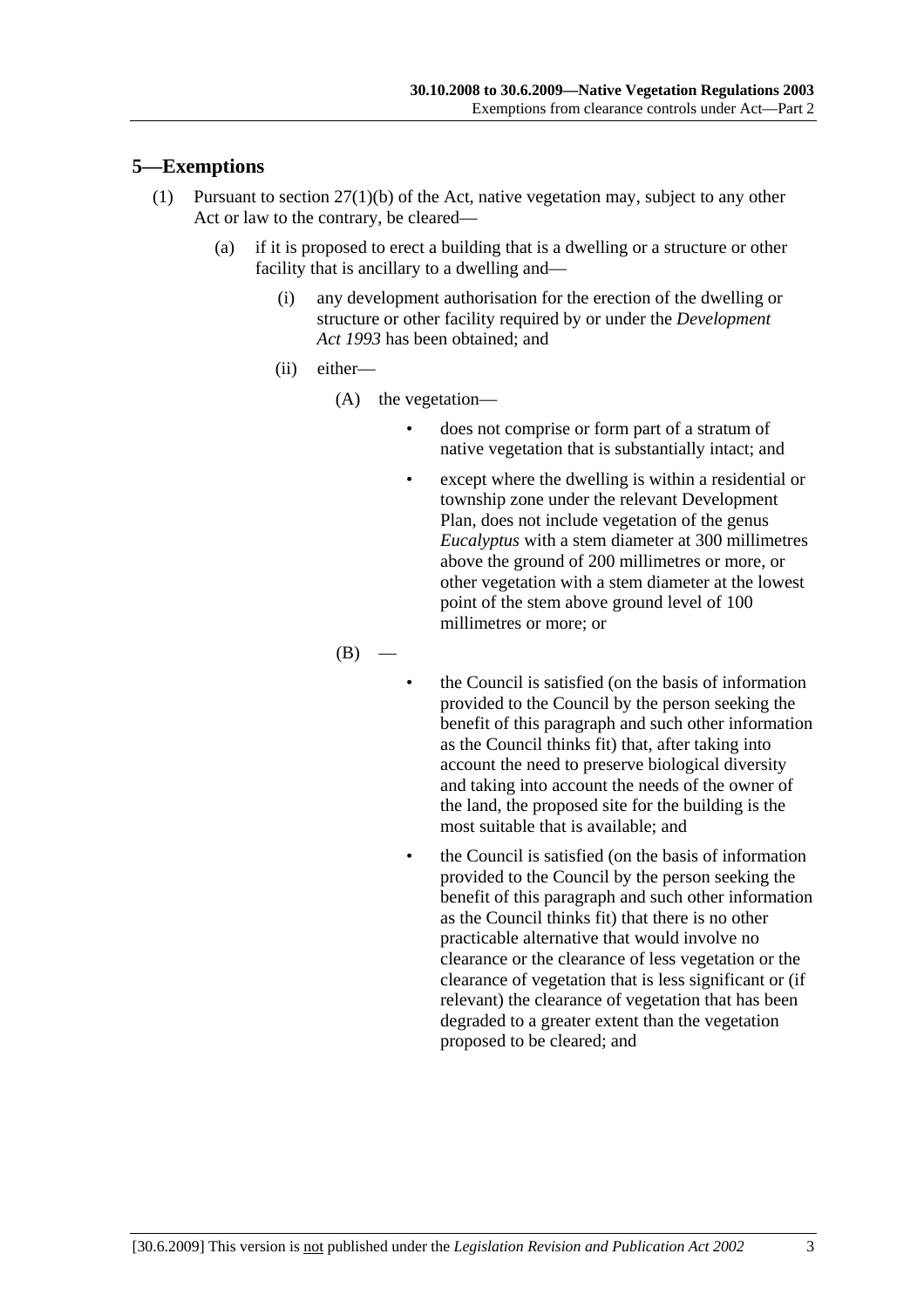## 5—Exemptions

(1) Pursuant to section 27(1)(b) of the Act, native vegetation may, subject to any other Act or law to the contrary, be cleared—

(a) if it is proposed to erect a building that is a dwelling or a structure or other facility that is ancillary to a dwelling and—

(i) any development authorisation for the erection of the dwelling or structure or other facility required by or under the *Development Act 1993* has been obtained; and

(ii) either—

(A) the vegetation—

- does not comprise or form part of a stratum of native vegetation that is substantially intact; and
- except where the dwelling is within a residential or township zone under the relevant Development Plan, does not include vegetation of the genus *Eucalyptus* with a stem diameter at 300 millimetres above the ground of 200 millimetres or more, or other vegetation with a stem diameter at the lowest point of the stem above ground level of 100 millimetres or more; or

(B) —

- the Council is satisfied (on the basis of information provided to the Council by the person seeking the benefit of this paragraph and such other information as the Council thinks fit) that, after taking into account the need to preserve biological diversity and taking into account the needs of the owner of the land, the proposed site for the building is the most suitable that is available; and
- the Council is satisfied (on the basis of information provided to the Council by the person seeking the benefit of this paragraph and such other information as the Council thinks fit) that there is no other practicable alternative that would involve no clearance or the clearance of less vegetation or the clearance of vegetation that is less significant or (if relevant) the clearance of vegetation that has been degraded to a greater extent than the vegetation proposed to be cleared; and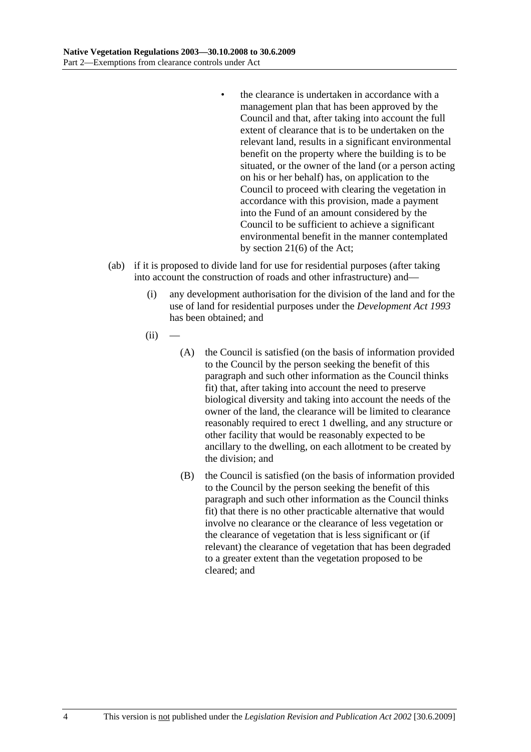- the clearance is undertaken in accordance with a management plan that has been approved by the Council and that, after taking into account the full extent of clearance that is to be undertaken on the relevant land, results in a significant environmental benefit on the property where the building is to be situated, or the owner of the land (or a person acting on his or her behalf) has, on application to the Council to proceed with clearing the vegetation in accordance with this provision, made a payment into the Fund of an amount considered by the Council to be sufficient to achieve a significant environmental benefit in the manner contemplated by section 21(6) of the Act;

(ab) if it is proposed to divide land for use for residential purposes (after taking into account the construction of roads and other infrastructure) and—

(i) any development authorisation for the division of the land and for the use of land for residential purposes under the *Development Act 1993* has been obtained; and

(ii) —

(A) the Council is satisfied (on the basis of information provided to the Council by the person seeking the benefit of this paragraph and such other information as the Council thinks fit) that, after taking into account the need to preserve biological diversity and taking into account the needs of the owner of the land, the clearance will be limited to clearance reasonably required to erect 1 dwelling, and any structure or other facility that would be reasonably expected to be ancillary to the dwelling, on each allotment to be created by the division; and

(B) the Council is satisfied (on the basis of information provided to the Council by the person seeking the benefit of this paragraph and such other information as the Council thinks fit) that there is no other practicable alternative that would involve no clearance or the clearance of less vegetation or the clearance of vegetation that is less significant or (if relevant) the clearance of vegetation that has been degraded to a greater extent than the vegetation proposed to be cleared; and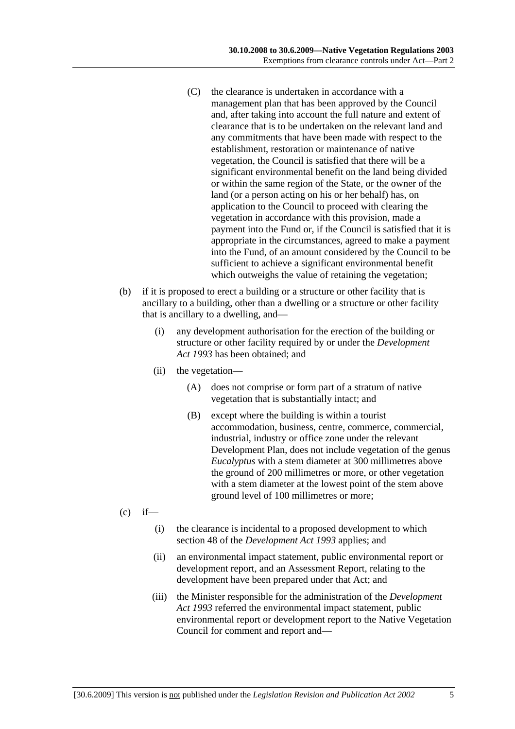(C) the clearance is undertaken in accordance with a management plan that has been approved by the Council and, after taking into account the full nature and extent of clearance that is to be undertaken on the relevant land and any commitments that have been made with respect to the establishment, restoration or maintenance of native vegetation, the Council is satisfied that there will be a significant environmental benefit on the land being divided or within the same region of the State, or the owner of the land (or a person acting on his or her behalf) has, on application to the Council to proceed with clearing the vegetation in accordance with this provision, made a payment into the Fund or, if the Council is satisfied that it is appropriate in the circumstances, agreed to make a payment into the Fund, of an amount considered by the Council to be sufficient to achieve a significant environmental benefit which outweighs the value of retaining the vegetation;

(b) if it is proposed to erect a building or a structure or other facility that is ancillary to a building, other than a dwelling or a structure or other facility that is ancillary to a dwelling, and—

(i) any development authorisation for the erection of the building or structure or other facility required by or under the *Development Act 1993* has been obtained; and

(ii) the vegetation—

(A) does not comprise or form part of a stratum of native vegetation that is substantially intact; and

(B) except where the building is within a tourist accommodation, business, centre, commerce, commercial, industrial, industry or office zone under the relevant Development Plan, does not include vegetation of the genus *Eucalyptus* with a stem diameter at 300 millimetres above the ground of 200 millimetres or more, or other vegetation with a stem diameter at the lowest point of the stem above ground level of 100 millimetres or more;

(c) if—

(i) the clearance is incidental to a proposed development to which section 48 of the *Development Act 1993* applies; and

(ii) an environmental impact statement, public environmental report or development report, and an Assessment Report, relating to the development have been prepared under that Act; and

(iii) the Minister responsible for the administration of the *Development Act 1993* referred the environmental impact statement, public environmental report or development report to the Native Vegetation Council for comment and report and—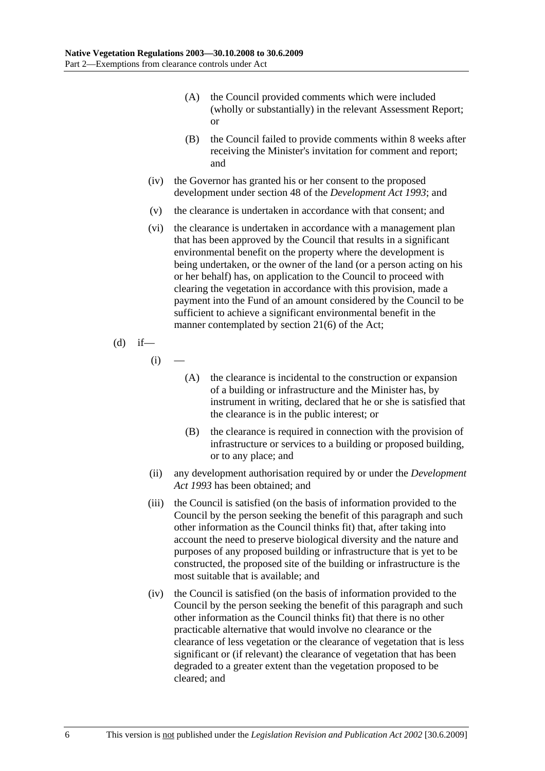(A) the Council provided comments which were included (wholly or substantially) in the relevant Assessment Report; or

(B) the Council failed to provide comments within 8 weeks after receiving the Minister's invitation for comment and report; and

(iv) the Governor has granted his or her consent to the proposed development under section 48 of the *Development Act 1993*; and

(v) the clearance is undertaken in accordance with that consent; and

(vi) the clearance is undertaken in accordance with a management plan that has been approved by the Council that results in a significant environmental benefit on the property where the development is being undertaken, or the owner of the land (or a person acting on his or her behalf) has, on application to the Council to proceed with clearing the vegetation in accordance with this provision, made a payment into the Fund of an amount considered by the Council to be sufficient to achieve a significant environmental benefit in the manner contemplated by section 21(6) of the Act;

(d) if—

(i) —

(A) the clearance is incidental to the construction or expansion of a building or infrastructure and the Minister has, by instrument in writing, declared that he or she is satisfied that the clearance is in the public interest; or

(B) the clearance is required in connection with the provision of infrastructure or services to a building or proposed building, or to any place; and

(ii) any development authorisation required by or under the *Development Act 1993* has been obtained; and

(iii) the Council is satisfied (on the basis of information provided to the Council by the person seeking the benefit of this paragraph and such other information as the Council thinks fit) that, after taking into account the need to preserve biological diversity and the nature and purposes of any proposed building or infrastructure that is yet to be constructed, the proposed site of the building or infrastructure is the most suitable that is available; and

(iv) the Council is satisfied (on the basis of information provided to the Council by the person seeking the benefit of this paragraph and such other information as the Council thinks fit) that there is no other practicable alternative that would involve no clearance or the clearance of less vegetation or the clearance of vegetation that is less significant or (if relevant) the clearance of vegetation that has been degraded to a greater extent than the vegetation proposed to be cleared; and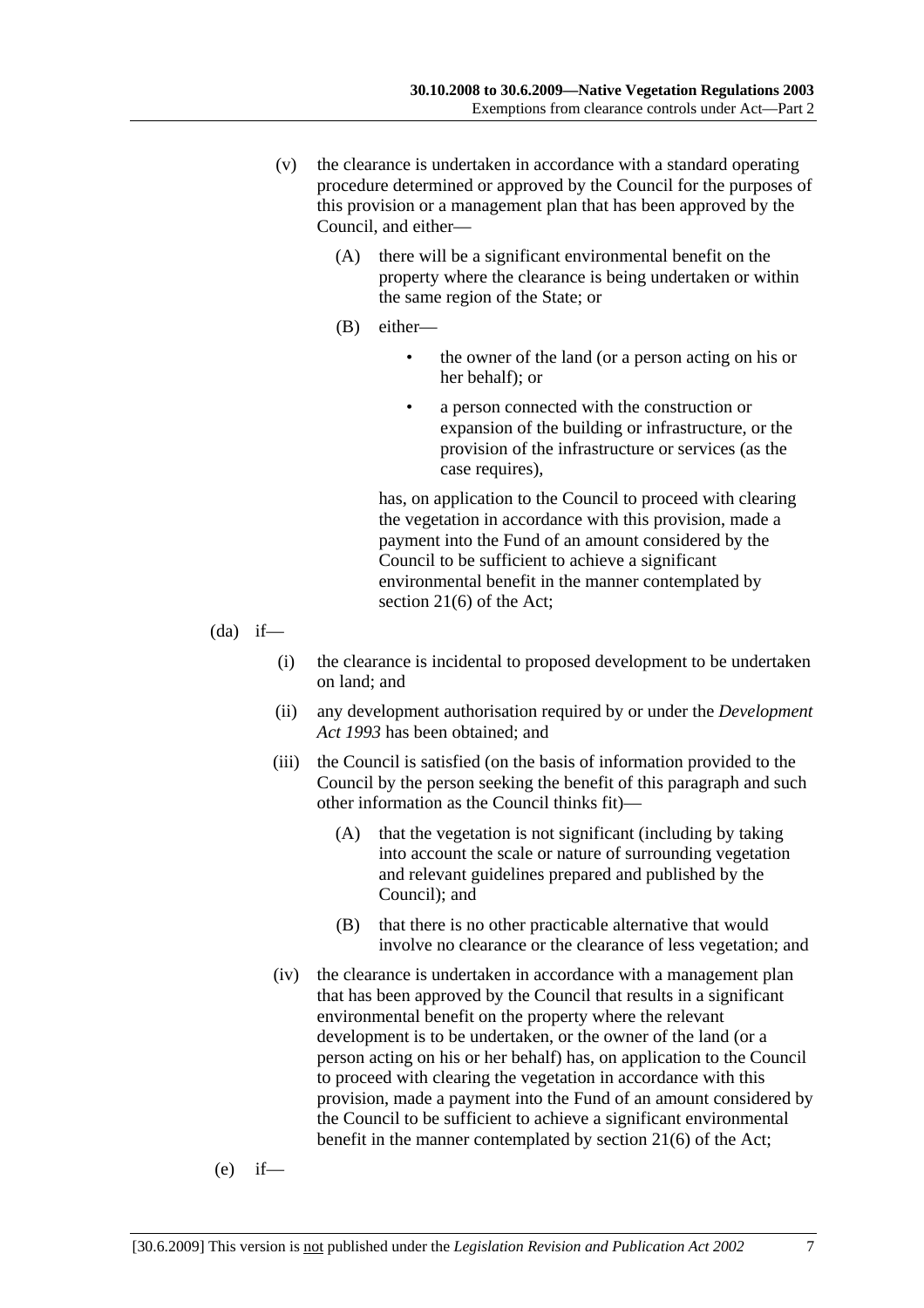(v) the clearance is undertaken in accordance with a standard operating procedure determined or approved by the Council for the purposes of this provision or a management plan that has been approved by the Council, and either—

(A) there will be a significant environmental benefit on the property where the clearance is being undertaken or within the same region of the State; or

(B) either—

- the owner of the land (or a person acting on his or her behalf); or
- a person connected with the construction or expansion of the building or infrastructure, or the provision of the infrastructure or services (as the case requires),

has, on application to the Council to proceed with clearing the vegetation in accordance with this provision, made a payment into the Fund of an amount considered by the Council to be sufficient to achieve a significant environmental benefit in the manner contemplated by section 21(6) of the Act;

(da) if—

(i) the clearance is incidental to proposed development to be undertaken on land; and

(ii) any development authorisation required by or under the *Development Act 1993* has been obtained; and

(iii) the Council is satisfied (on the basis of information provided to the Council by the person seeking the benefit of this paragraph and such other information as the Council thinks fit)—

(A) that the vegetation is not significant (including by taking into account the scale or nature of surrounding vegetation and relevant guidelines prepared and published by the Council); and

(B) that there is no other practicable alternative that would involve no clearance or the clearance of less vegetation; and

(iv) the clearance is undertaken in accordance with a management plan that has been approved by the Council that results in a significant environmental benefit on the property where the relevant development is to be undertaken, or the owner of the land (or a person acting on his or her behalf) has, on application to the Council to proceed with clearing the vegetation in accordance with this provision, made a payment into the Fund of an amount considered by the Council to be sufficient to achieve a significant environmental benefit in the manner contemplated by section 21(6) of the Act;

(e) if—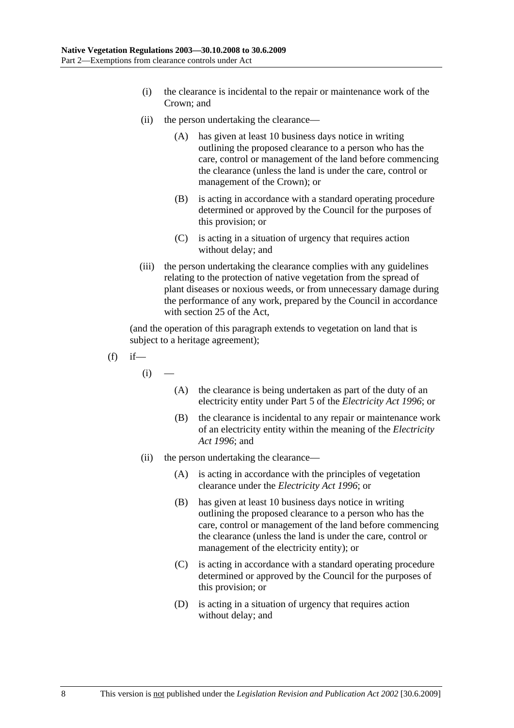(i) the clearance is incidental to the repair or maintenance work of the Crown; and

(ii) the person undertaking the clearance—

(A) has given at least 10 business days notice in writing outlining the proposed clearance to a person who has the care, control or management of the land before commencing the clearance (unless the land is under the care, control or management of the Crown); or

(B) is acting in accordance with a standard operating procedure determined or approved by the Council for the purposes of this provision; or

(C) is acting in a situation of urgency that requires action without delay; and

(iii) the person undertaking the clearance complies with any guidelines relating to the protection of native vegetation from the spread of plant diseases or noxious weeds, or from unnecessary damage during the performance of any work, prepared by the Council in accordance with section 25 of the Act,

(and the operation of this paragraph extends to vegetation on land that is subject to a heritage agreement);

(f) if—

(i) —

(A) the clearance is being undertaken as part of the duty of an electricity entity under Part 5 of the *Electricity Act 1996*; or

(B) the clearance is incidental to any repair or maintenance work of an electricity entity within the meaning of the *Electricity Act 1996*; and

(ii) the person undertaking the clearance—

(A) is acting in accordance with the principles of vegetation clearance under the *Electricity Act 1996*; or

(B) has given at least 10 business days notice in writing outlining the proposed clearance to a person who has the care, control or management of the land before commencing the clearance (unless the land is under the care, control or management of the electricity entity); or

(C) is acting in accordance with a standard operating procedure determined or approved by the Council for the purposes of this provision; or

(D) is acting in a situation of urgency that requires action without delay; and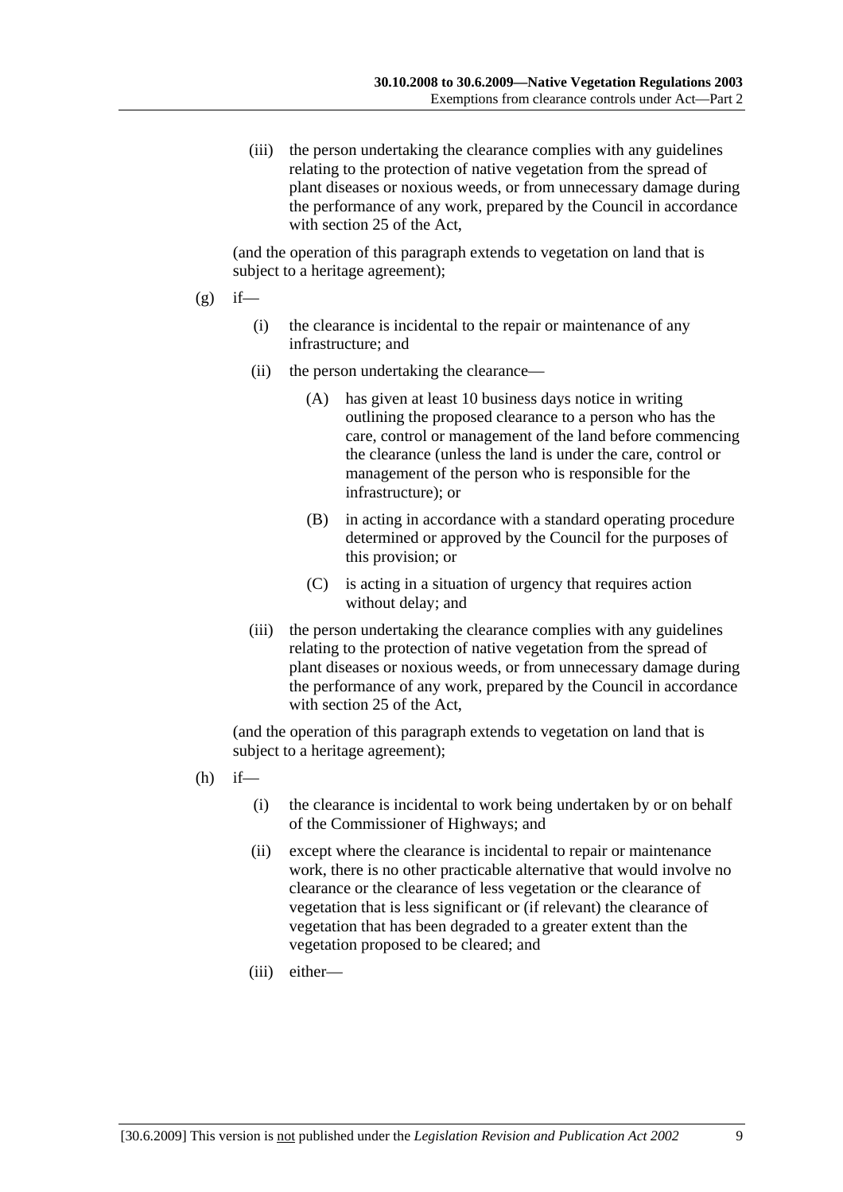(iii) the person undertaking the clearance complies with any guidelines relating to the protection of native vegetation from the spread of plant diseases or noxious weeds, or from unnecessary damage during the performance of any work, prepared by the Council in accordance with section 25 of the Act,

(and the operation of this paragraph extends to vegetation on land that is subject to a heritage agreement);

(g) if—

(i) the clearance is incidental to the repair or maintenance of any infrastructure; and

(ii) the person undertaking the clearance—

(A) has given at least 10 business days notice in writing outlining the proposed clearance to a person who has the care, control or management of the land before commencing the clearance (unless the land is under the care, control or management of the person who is responsible for the infrastructure); or

(B) in acting in accordance with a standard operating procedure determined or approved by the Council for the purposes of this provision; or

(C) is acting in a situation of urgency that requires action without delay; and

(iii) the person undertaking the clearance complies with any guidelines relating to the protection of native vegetation from the spread of plant diseases or noxious weeds, or from unnecessary damage during the performance of any work, prepared by the Council in accordance with section 25 of the Act,

(and the operation of this paragraph extends to vegetation on land that is subject to a heritage agreement);

(h) if—

(i) the clearance is incidental to work being undertaken by or on behalf of the Commissioner of Highways; and

(ii) except where the clearance is incidental to repair or maintenance work, there is no other practicable alternative that would involve no clearance or the clearance of less vegetation or the clearance of vegetation that is less significant or (if relevant) the clearance of vegetation that has been degraded to a greater extent than the vegetation proposed to be cleared; and

(iii) either—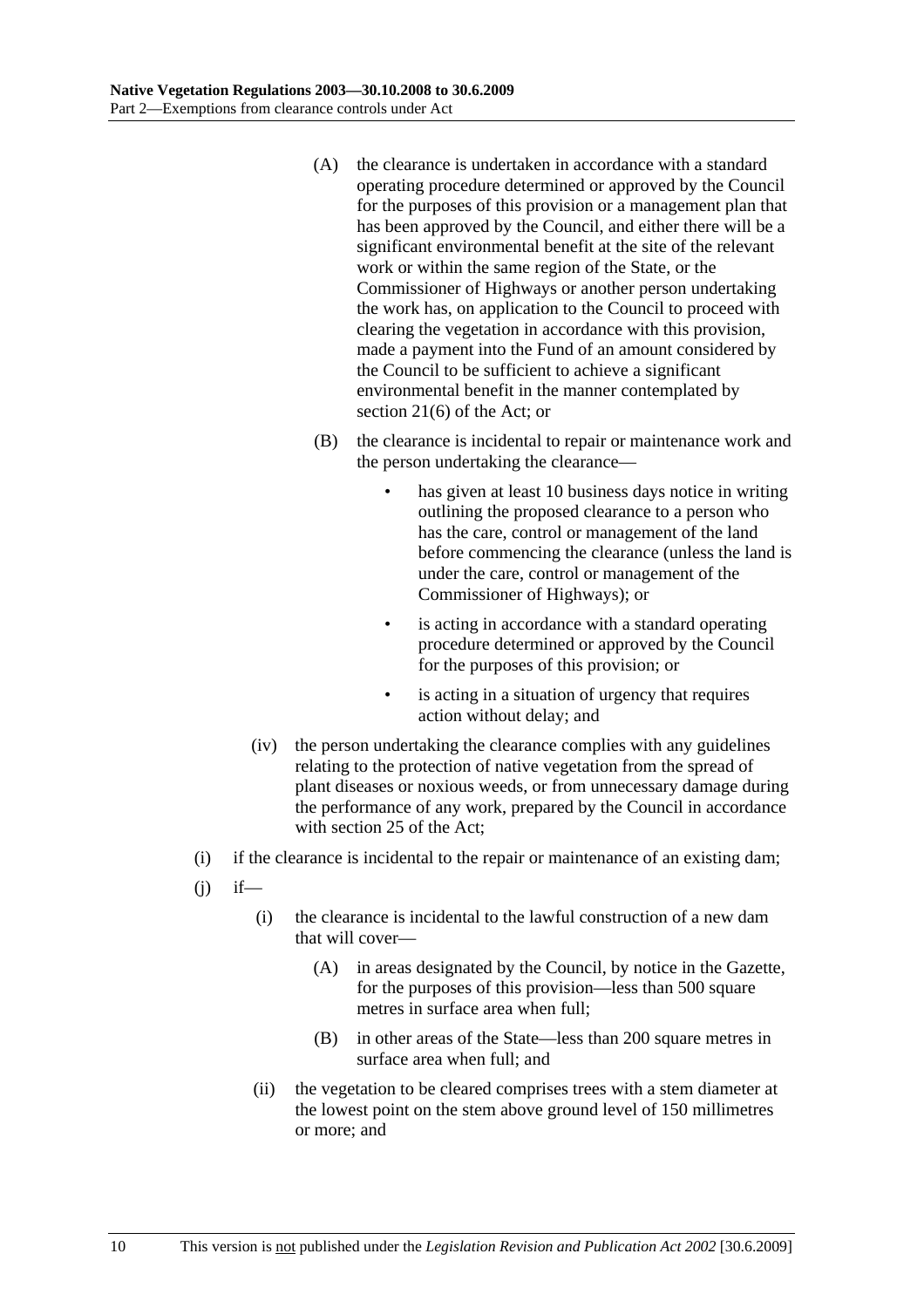(A) the clearance is undertaken in accordance with a standard operating procedure determined or approved by the Council for the purposes of this provision or a management plan that has been approved by the Council, and either there will be a significant environmental benefit at the site of the relevant work or within the same region of the State, or the Commissioner of Highways or another person undertaking the work has, on application to the Council to proceed with clearing the vegetation in accordance with this provision, made a payment into the Fund of an amount considered by the Council to be sufficient to achieve a significant environmental benefit in the manner contemplated by section 21(6) of the Act; or

(B) the clearance is incidental to repair or maintenance work and the person undertaking the clearance—

- has given at least 10 business days notice in writing outlining the proposed clearance to a person who has the care, control or management of the land before commencing the clearance (unless the land is under the care, control or management of the Commissioner of Highways); or
- is acting in accordance with a standard operating procedure determined or approved by the Council for the purposes of this provision; or
- is acting in a situation of urgency that requires action without delay; and

(iv) the person undertaking the clearance complies with any guidelines relating to the protection of native vegetation from the spread of plant diseases or noxious weeds, or from unnecessary damage during the performance of any work, prepared by the Council in accordance with section 25 of the Act;

(i) if the clearance is incidental to the repair or maintenance of an existing dam;

(j) if—

(i) the clearance is incidental to the lawful construction of a new dam that will cover—

(A) in areas designated by the Council, by notice in the Gazette, for the purposes of this provision—less than 500 square metres in surface area when full;

(B) in other areas of the State—less than 200 square metres in surface area when full; and

(ii) the vegetation to be cleared comprises trees with a stem diameter at the lowest point on the stem above ground level of 150 millimetres or more; and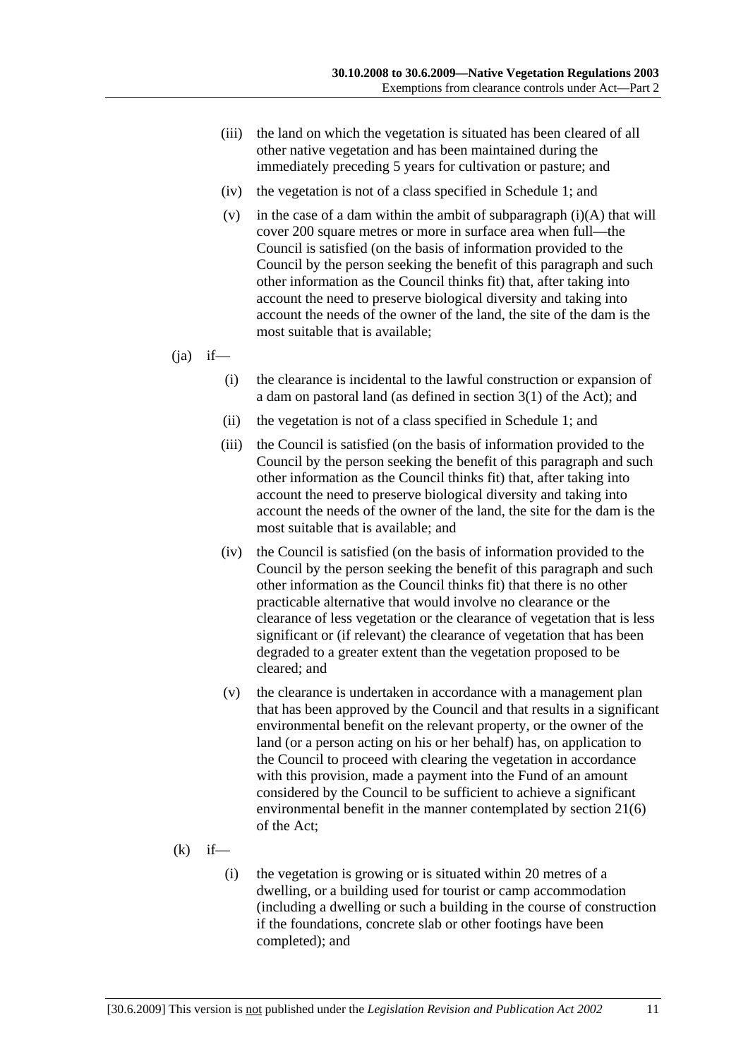(iii) the land on which the vegetation is situated has been cleared of all other native vegetation and has been maintained during the immediately preceding 5 years for cultivation or pasture; and

(iv) the vegetation is not of a class specified in Schedule 1; and

(v) in the case of a dam within the ambit of subparagraph (i)(A) that will cover 200 square metres or more in surface area when full—the Council is satisfied (on the basis of information provided to the Council by the person seeking the benefit of this paragraph and such other information as the Council thinks fit) that, after taking into account the need to preserve biological diversity and taking into account the needs of the owner of the land, the site of the dam is the most suitable that is available;

(ja) if—

(i) the clearance is incidental to the lawful construction or expansion of a dam on pastoral land (as defined in section 3(1) of the Act); and

(ii) the vegetation is not of a class specified in Schedule 1; and

(iii) the Council is satisfied (on the basis of information provided to the Council by the person seeking the benefit of this paragraph and such other information as the Council thinks fit) that, after taking into account the need to preserve biological diversity and taking into account the needs of the owner of the land, the site for the dam is the most suitable that is available; and

(iv) the Council is satisfied (on the basis of information provided to the Council by the person seeking the benefit of this paragraph and such other information as the Council thinks fit) that there is no other practicable alternative that would involve no clearance or the clearance of less vegetation or the clearance of vegetation that is less significant or (if relevant) the clearance of vegetation that has been degraded to a greater extent than the vegetation proposed to be cleared; and

(v) the clearance is undertaken in accordance with a management plan that has been approved by the Council and that results in a significant environmental benefit on the relevant property, or the owner of the land (or a person acting on his or her behalf) has, on application to the Council to proceed with clearing the vegetation in accordance with this provision, made a payment into the Fund of an amount considered by the Council to be sufficient to achieve a significant environmental benefit in the manner contemplated by section 21(6) of the Act;

(k) if—

(i) the vegetation is growing or is situated within 20 metres of a dwelling, or a building used for tourist or camp accommodation (including a dwelling or such a building in the course of construction if the foundations, concrete slab or other footings have been completed); and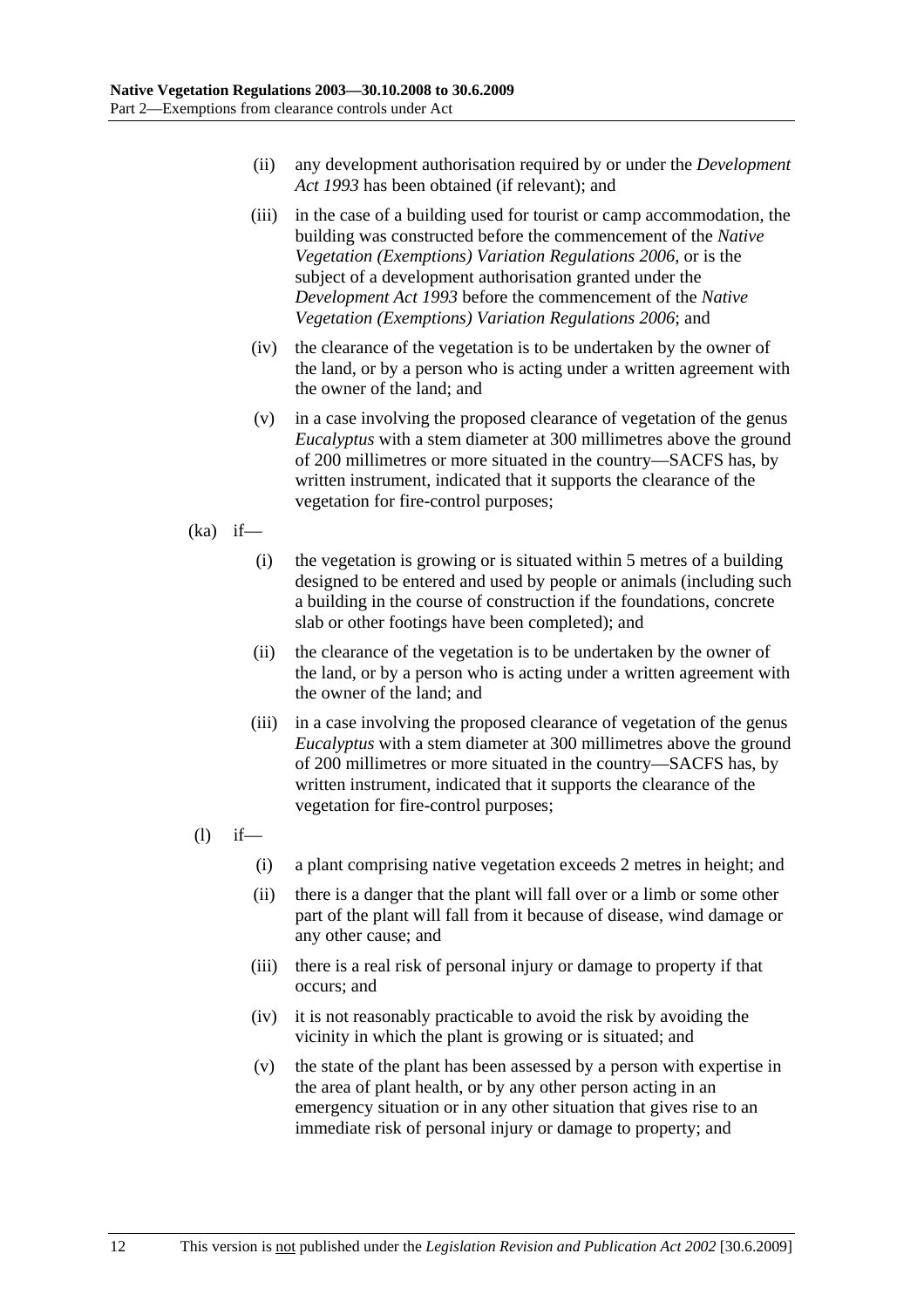(ii) any development authorisation required by or under the *Development Act 1993* has been obtained (if relevant); and

(iii) in the case of a building used for tourist or camp accommodation, the building was constructed before the commencement of the *Native Vegetation (Exemptions) Variation Regulations 2006*, or is the subject of a development authorisation granted under the *Development Act 1993* before the commencement of the *Native Vegetation (Exemptions) Variation Regulations 2006*; and

(iv) the clearance of the vegetation is to be undertaken by the owner of the land, or by a person who is acting under a written agreement with the owner of the land; and

(v) in a case involving the proposed clearance of vegetation of the genus *Eucalyptus* with a stem diameter at 300 millimetres above the ground of 200 millimetres or more situated in the country—SACFS has, by written instrument, indicated that it supports the clearance of the vegetation for fire-control purposes;

(ka) if—

(i) the vegetation is growing or is situated within 5 metres of a building designed to be entered and used by people or animals (including such a building in the course of construction if the foundations, concrete slab or other footings have been completed); and

(ii) the clearance of the vegetation is to be undertaken by the owner of the land, or by a person who is acting under a written agreement with the owner of the land; and

(iii) in a case involving the proposed clearance of vegetation of the genus *Eucalyptus* with a stem diameter at 300 millimetres above the ground of 200 millimetres or more situated in the country—SACFS has, by written instrument, indicated that it supports the clearance of the vegetation for fire-control purposes;

(l) if—

(i) a plant comprising native vegetation exceeds 2 metres in height; and

(ii) there is a danger that the plant will fall over or a limb or some other part of the plant will fall from it because of disease, wind damage or any other cause; and

(iii) there is a real risk of personal injury or damage to property if that occurs; and

(iv) it is not reasonably practicable to avoid the risk by avoiding the vicinity in which the plant is growing or is situated; and

(v) the state of the plant has been assessed by a person with expertise in the area of plant health, or by any other person acting in an emergency situation or in any other situation that gives rise to an immediate risk of personal injury or damage to property; and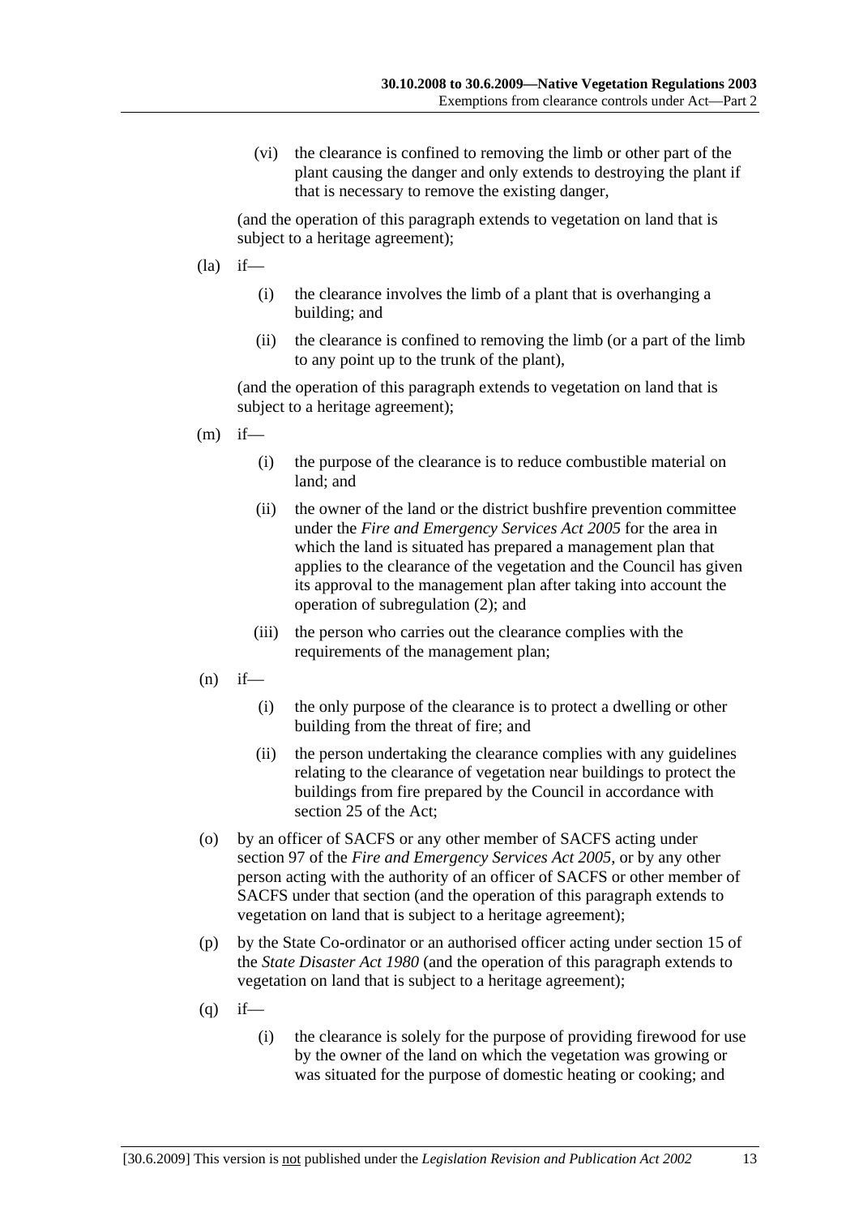(vi) the clearance is confined to removing the limb or other part of the plant causing the danger and only extends to destroying the plant if that is necessary to remove the existing danger,

(and the operation of this paragraph extends to vegetation on land that is subject to a heritage agreement);

(la) if—

(i) the clearance involves the limb of a plant that is overhanging a building; and

(ii) the clearance is confined to removing the limb (or a part of the limb to any point up to the trunk of the plant),

(and the operation of this paragraph extends to vegetation on land that is subject to a heritage agreement);

(m) if—

(i) the purpose of the clearance is to reduce combustible material on land; and

(ii) the owner of the land or the district bushfire prevention committee under the *Fire and Emergency Services Act 2005* for the area in which the land is situated has prepared a management plan that applies to the clearance of the vegetation and the Council has given its approval to the management plan after taking into account the operation of subregulation (2); and

(iii) the person who carries out the clearance complies with the requirements of the management plan;

(n) if—

(i) the only purpose of the clearance is to protect a dwelling or other building from the threat of fire; and

(ii) the person undertaking the clearance complies with any guidelines relating to the clearance of vegetation near buildings to protect the buildings from fire prepared by the Council in accordance with section 25 of the Act;

(o) by an officer of SACFS or any other member of SACFS acting under section 97 of the *Fire and Emergency Services Act 2005*, or by any other person acting with the authority of an officer of SACFS or other member of SACFS under that section (and the operation of this paragraph extends to vegetation on land that is subject to a heritage agreement);

(p) by the State Co-ordinator or an authorised officer acting under section 15 of the *State Disaster Act 1980* (and the operation of this paragraph extends to vegetation on land that is subject to a heritage agreement);

(q) if—

(i) the clearance is solely for the purpose of providing firewood for use by the owner of the land on which the vegetation was growing or was situated for the purpose of domestic heating or cooking; and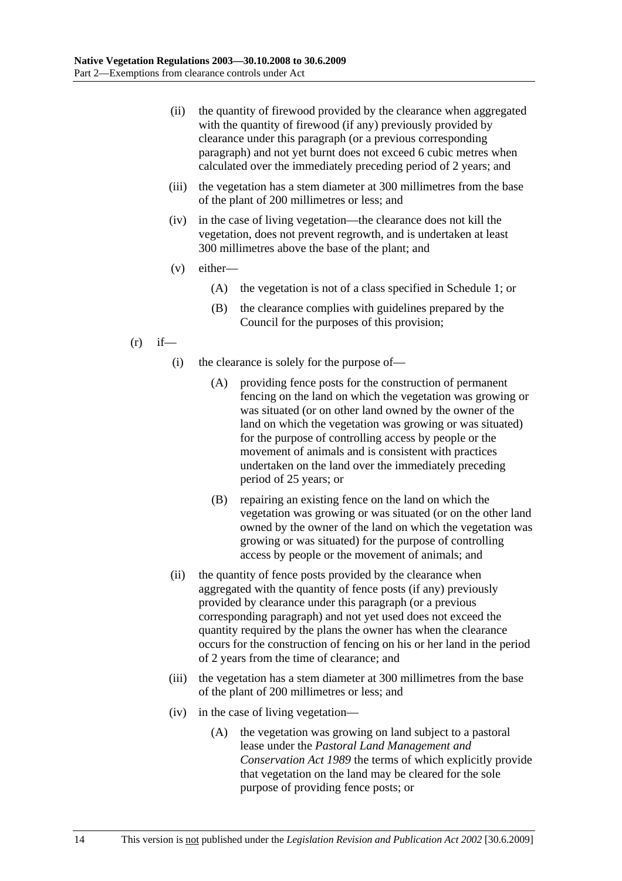(ii) the quantity of firewood provided by the clearance when aggregated with the quantity of firewood (if any) previously provided by clearance under this paragraph (or a previous corresponding paragraph) and not yet burnt does not exceed 6 cubic metres when calculated over the immediately preceding period of 2 years; and

(iii) the vegetation has a stem diameter at 300 millimetres from the base of the plant of 200 millimetres or less; and

(iv) in the case of living vegetation—the clearance does not kill the vegetation, does not prevent regrowth, and is undertaken at least 300 millimetres above the base of the plant; and

(v) either—

(A) the vegetation is not of a class specified in Schedule 1; or

(B) the clearance complies with guidelines prepared by the Council for the purposes of this provision;

(r) if—

(i) the clearance is solely for the purpose of—

(A) providing fence posts for the construction of permanent fencing on the land on which the vegetation was growing or was situated (or on other land owned by the owner of the land on which the vegetation was growing or was situated) for the purpose of controlling access by people or the movement of animals and is consistent with practices undertaken on the land over the immediately preceding period of 25 years; or

(B) repairing an existing fence on the land on which the vegetation was growing or was situated (or on the other land owned by the owner of the land on which the vegetation was growing or was situated) for the purpose of controlling access by people or the movement of animals; and

(ii) the quantity of fence posts provided by the clearance when aggregated with the quantity of fence posts (if any) previously provided by clearance under this paragraph (or a previous corresponding paragraph) and not yet used does not exceed the quantity required by the plans the owner has when the clearance occurs for the construction of fencing on his or her land in the period of 2 years from the time of clearance; and

(iii) the vegetation has a stem diameter at 300 millimetres from the base of the plant of 200 millimetres or less; and

(iv) in the case of living vegetation—

(A) the vegetation was growing on land subject to a pastoral lease under the *Pastoral Land Management and Conservation Act 1989* the terms of which explicitly provide that vegetation on the land may be cleared for the sole purpose of providing fence posts; or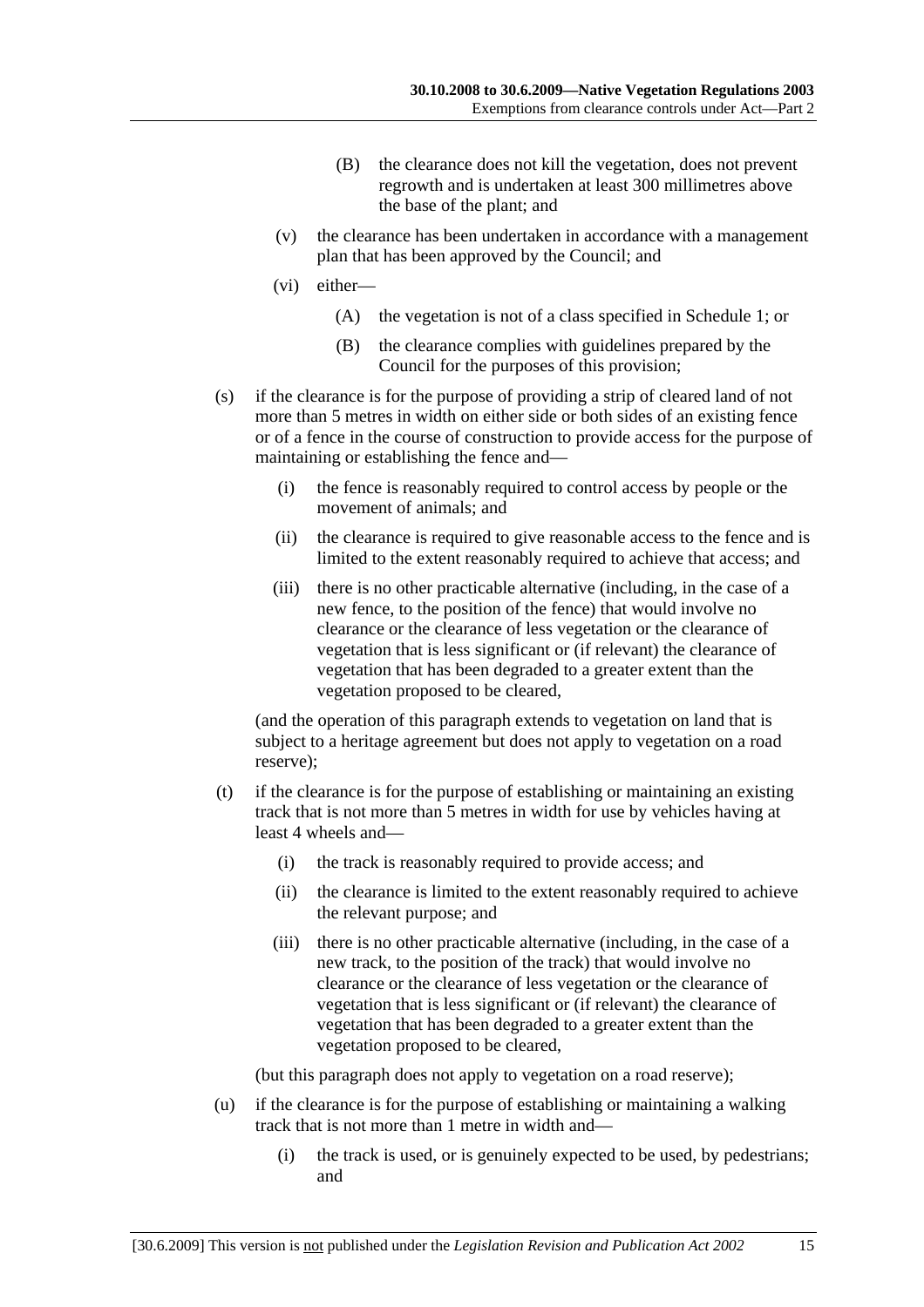(B) the clearance does not kill the vegetation, does not prevent regrowth and is undertaken at least 300 millimetres above the base of the plant; and

(v) the clearance has been undertaken in accordance with a management plan that has been approved by the Council; and

(vi) either—

(A) the vegetation is not of a class specified in Schedule 1; or

(B) the clearance complies with guidelines prepared by the Council for the purposes of this provision;

(s) if the clearance is for the purpose of providing a strip of cleared land of not more than 5 metres in width on either side or both sides of an existing fence or of a fence in the course of construction to provide access for the purpose of maintaining or establishing the fence and—

(i) the fence is reasonably required to control access by people or the movement of animals; and

(ii) the clearance is required to give reasonable access to the fence and is limited to the extent reasonably required to achieve that access; and

(iii) there is no other practicable alternative (including, in the case of a new fence, to the position of the fence) that would involve no clearance or the clearance of less vegetation or the clearance of vegetation that is less significant or (if relevant) the clearance of vegetation that has been degraded to a greater extent than the vegetation proposed to be cleared,

(and the operation of this paragraph extends to vegetation on land that is subject to a heritage agreement but does not apply to vegetation on a road reserve);

(t) if the clearance is for the purpose of establishing or maintaining an existing track that is not more than 5 metres in width for use by vehicles having at least 4 wheels and—

(i) the track is reasonably required to provide access; and

(ii) the clearance is limited to the extent reasonably required to achieve the relevant purpose; and

(iii) there is no other practicable alternative (including, in the case of a new track, to the position of the track) that would involve no clearance or the clearance of less vegetation or the clearance of vegetation that is less significant or (if relevant) the clearance of vegetation that has been degraded to a greater extent than the vegetation proposed to be cleared,

(but this paragraph does not apply to vegetation on a road reserve);

(u) if the clearance is for the purpose of establishing or maintaining a walking track that is not more than 1 metre in width and—

(i) the track is used, or is genuinely expected to be used, by pedestrians; and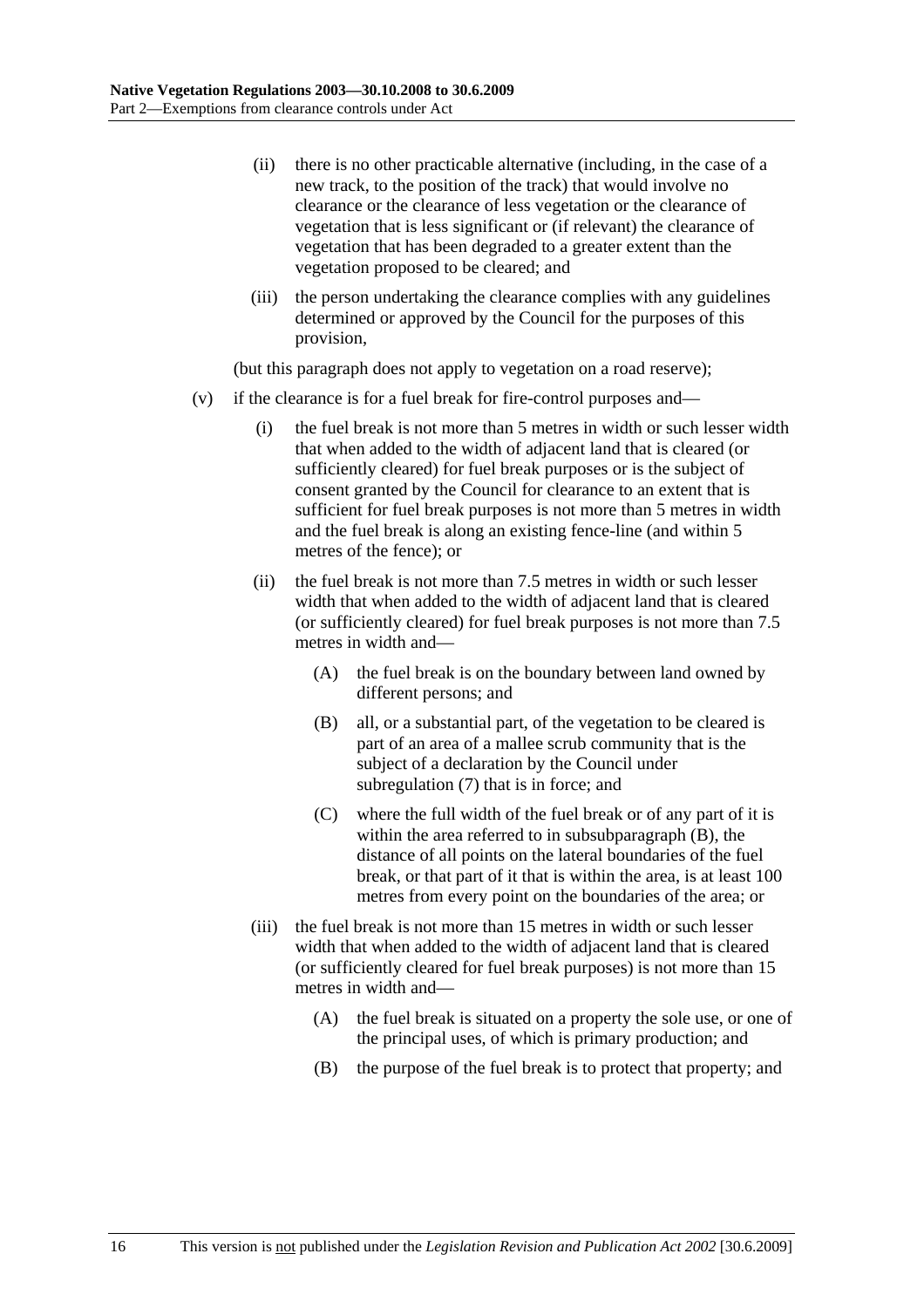(ii) there is no other practicable alternative (including, in the case of a new track, to the position of the track) that would involve no clearance or the clearance of less vegetation or the clearance of vegetation that is less significant or (if relevant) the clearance of vegetation that has been degraded to a greater extent than the vegetation proposed to be cleared; and

(iii) the person undertaking the clearance complies with any guidelines determined or approved by the Council for the purposes of this provision,

(but this paragraph does not apply to vegetation on a road reserve);

(v) if the clearance is for a fuel break for fire-control purposes and—

(i) the fuel break is not more than 5 metres in width or such lesser width that when added to the width of adjacent land that is cleared (or sufficiently cleared) for fuel break purposes or is the subject of consent granted by the Council for clearance to an extent that is sufficient for fuel break purposes is not more than 5 metres in width and the fuel break is along an existing fence-line (and within 5 metres of the fence); or

(ii) the fuel break is not more than 7.5 metres in width or such lesser width that when added to the width of adjacent land that is cleared (or sufficiently cleared) for fuel break purposes is not more than 7.5 metres in width and—

(A) the fuel break is on the boundary between land owned by different persons; and

(B) all, or a substantial part, of the vegetation to be cleared is part of an area of a mallee scrub community that is the subject of a declaration by the Council under subregulation (7) that is in force; and

(C) where the full width of the fuel break or of any part of it is within the area referred to in subsubparagraph (B), the distance of all points on the lateral boundaries of the fuel break, or that part of it that is within the area, is at least 100 metres from every point on the boundaries of the area; or

(iii) the fuel break is not more than 15 metres in width or such lesser width that when added to the width of adjacent land that is cleared (or sufficiently cleared for fuel break purposes) is not more than 15 metres in width and—

(A) the fuel break is situated on a property the sole use, or one of the principal uses, of which is primary production; and

(B) the purpose of the fuel break is to protect that property; and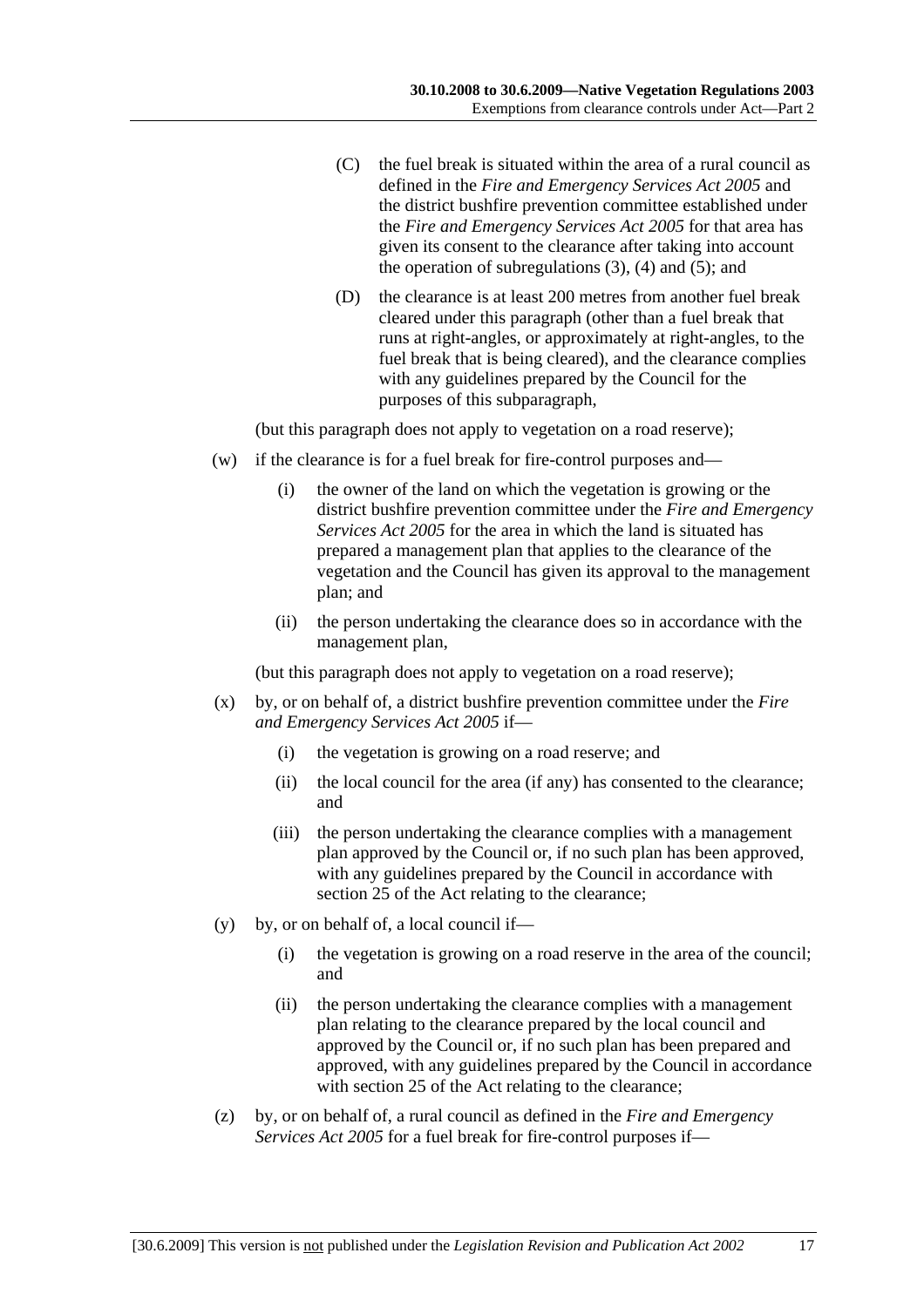(C) the fuel break is situated within the area of a rural council as defined in the *Fire and Emergency Services Act 2005* and the district bushfire prevention committee established under the *Fire and Emergency Services Act 2005* for that area has given its consent to the clearance after taking into account the operation of subregulations (3), (4) and (5); and

(D) the clearance is at least 200 metres from another fuel break cleared under this paragraph (other than a fuel break that runs at right-angles, or approximately at right-angles, to the fuel break that is being cleared), and the clearance complies with any guidelines prepared by the Council for the purposes of this subparagraph,

(but this paragraph does not apply to vegetation on a road reserve);

(w) if the clearance is for a fuel break for fire-control purposes and—

(i) the owner of the land on which the vegetation is growing or the district bushfire prevention committee under the *Fire and Emergency Services Act 2005* for the area in which the land is situated has prepared a management plan that applies to the clearance of the vegetation and the Council has given its approval to the management plan; and

(ii) the person undertaking the clearance does so in accordance with the management plan,

(but this paragraph does not apply to vegetation on a road reserve);

(x) by, or on behalf of, a district bushfire prevention committee under the *Fire and Emergency Services Act 2005* if—

(i) the vegetation is growing on a road reserve; and

(ii) the local council for the area (if any) has consented to the clearance; and

(iii) the person undertaking the clearance complies with a management plan approved by the Council or, if no such plan has been approved, with any guidelines prepared by the Council in accordance with section 25 of the Act relating to the clearance;

(y) by, or on behalf of, a local council if—

(i) the vegetation is growing on a road reserve in the area of the council; and

(ii) the person undertaking the clearance complies with a management plan relating to the clearance prepared by the local council and approved by the Council or, if no such plan has been prepared and approved, with any guidelines prepared by the Council in accordance with section 25 of the Act relating to the clearance;

(z) by, or on behalf of, a rural council as defined in the *Fire and Emergency Services Act 2005* for a fuel break for fire-control purposes if—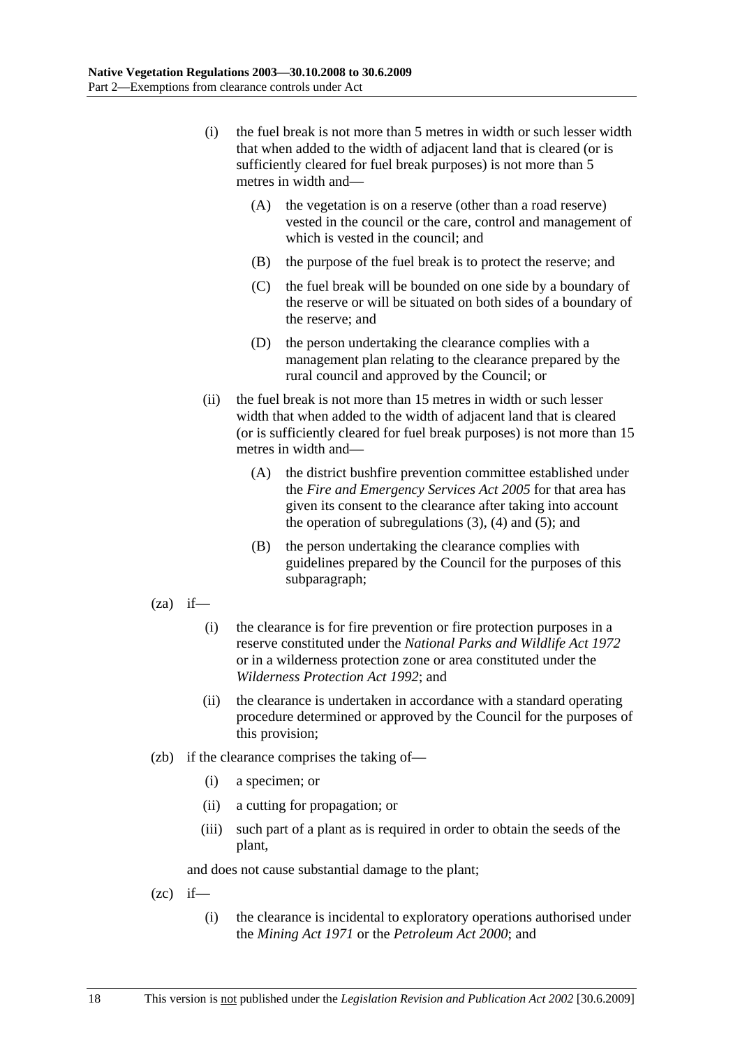(i) the fuel break is not more than 5 metres in width or such lesser width that when added to the width of adjacent land that is cleared (or is sufficiently cleared for fuel break purposes) is not more than 5 metres in width and—

(A) the vegetation is on a reserve (other than a road reserve) vested in the council or the care, control and management of which is vested in the council; and

(B) the purpose of the fuel break is to protect the reserve; and

(C) the fuel break will be bounded on one side by a boundary of the reserve or will be situated on both sides of a boundary of the reserve; and

(D) the person undertaking the clearance complies with a management plan relating to the clearance prepared by the rural council and approved by the Council; or

(ii) the fuel break is not more than 15 metres in width or such lesser width that when added to the width of adjacent land that is cleared (or is sufficiently cleared for fuel break purposes) is not more than 15 metres in width and—

(A) the district bushfire prevention committee established under the *Fire and Emergency Services Act 2005* for that area has given its consent to the clearance after taking into account the operation of subregulations (3), (4) and (5); and

(B) the person undertaking the clearance complies with guidelines prepared by the Council for the purposes of this subparagraph;

(za) if—

(i) the clearance is for fire prevention or fire protection purposes in a reserve constituted under the *National Parks and Wildlife Act 1972* or in a wilderness protection zone or area constituted under the *Wilderness Protection Act 1992*; and

(ii) the clearance is undertaken in accordance with a standard operating procedure determined or approved by the Council for the purposes of this provision;

(zb) if the clearance comprises the taking of—

(i) a specimen; or

(ii) a cutting for propagation; or

(iii) such part of a plant as is required in order to obtain the seeds of the plant,

and does not cause substantial damage to the plant;

(zc) if—

(i) the clearance is incidental to exploratory operations authorised under the *Mining Act 1971* or the *Petroleum Act 2000*; and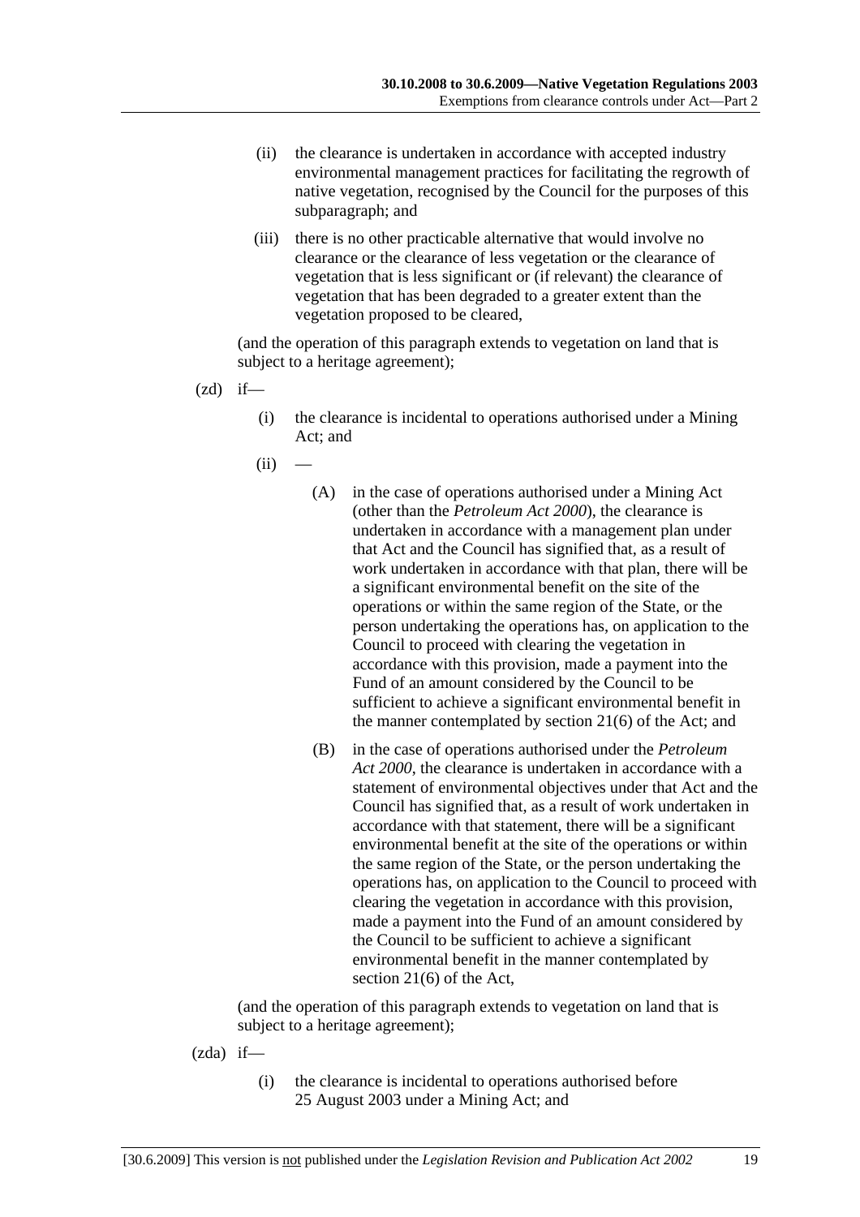(ii) the clearance is undertaken in accordance with accepted industry environmental management practices for facilitating the regrowth of native vegetation, recognised by the Council for the purposes of this subparagraph; and

(iii) there is no other practicable alternative that would involve no clearance or the clearance of less vegetation or the clearance of vegetation that is less significant or (if relevant) the clearance of vegetation that has been degraded to a greater extent than the vegetation proposed to be cleared,

(and the operation of this paragraph extends to vegetation on land that is subject to a heritage agreement);

(zd) if—

(i) the clearance is incidental to operations authorised under a Mining Act; and

(ii) —

(A) in the case of operations authorised under a Mining Act (other than the *Petroleum Act 2000*), the clearance is undertaken in accordance with a management plan under that Act and the Council has signified that, as a result of work undertaken in accordance with that plan, there will be a significant environmental benefit on the site of the operations or within the same region of the State, or the person undertaking the operations has, on application to the Council to proceed with clearing the vegetation in accordance with this provision, made a payment into the Fund of an amount considered by the Council to be sufficient to achieve a significant environmental benefit in the manner contemplated by section 21(6) of the Act; and

(B) in the case of operations authorised under the *Petroleum Act 2000*, the clearance is undertaken in accordance with a statement of environmental objectives under that Act and the Council has signified that, as a result of work undertaken in accordance with that statement, there will be a significant environmental benefit at the site of the operations or within the same region of the State, or the person undertaking the operations has, on application to the Council to proceed with clearing the vegetation in accordance with this provision, made a payment into the Fund of an amount considered by the Council to be sufficient to achieve a significant environmental benefit in the manner contemplated by section 21(6) of the Act,

(and the operation of this paragraph extends to vegetation on land that is subject to a heritage agreement);

(zda) if—

(i) the clearance is incidental to operations authorised before 25 August 2003 under a Mining Act; and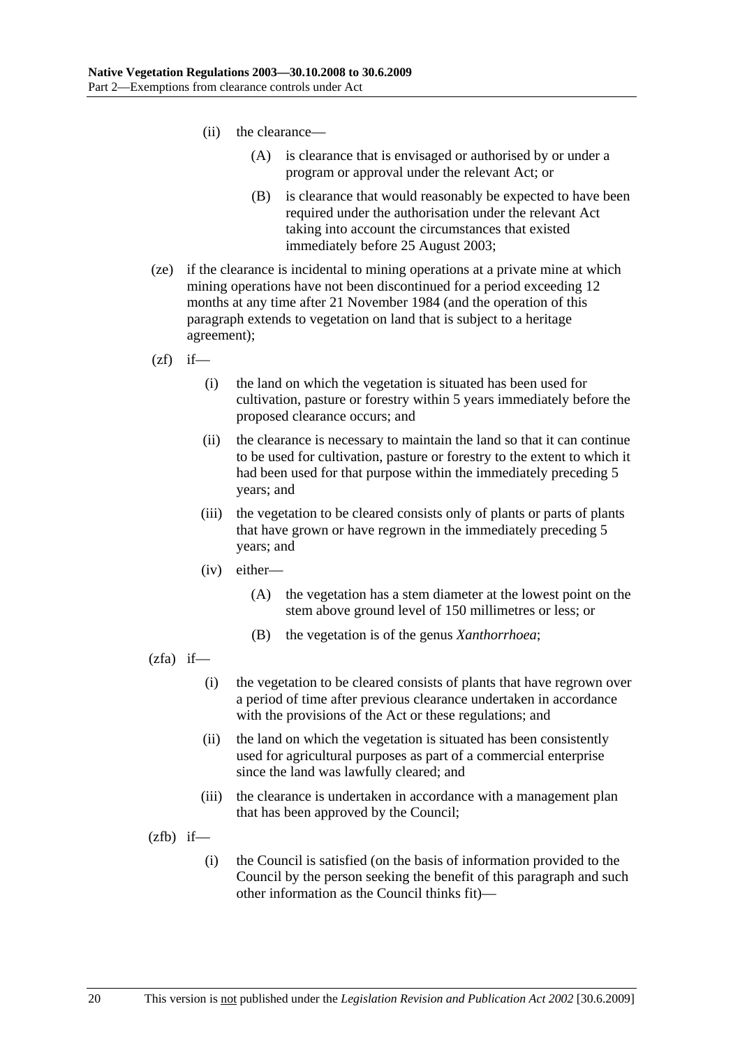(ii) the clearance—

(A) is clearance that is envisaged or authorised by or under a program or approval under the relevant Act; or

(B) is clearance that would reasonably be expected to have been required under the authorisation under the relevant Act taking into account the circumstances that existed immediately before 25 August 2003;

(ze) if the clearance is incidental to mining operations at a private mine at which mining operations have not been discontinued for a period exceeding 12 months at any time after 21 November 1984 (and the operation of this paragraph extends to vegetation on land that is subject to a heritage agreement);

(zf) if—

(i) the land on which the vegetation is situated has been used for cultivation, pasture or forestry within 5 years immediately before the proposed clearance occurs; and

(ii) the clearance is necessary to maintain the land so that it can continue to be used for cultivation, pasture or forestry to the extent to which it had been used for that purpose within the immediately preceding 5 years; and

(iii) the vegetation to be cleared consists only of plants or parts of plants that have grown or have regrown in the immediately preceding 5 years; and

(iv) either—

(A) the vegetation has a stem diameter at the lowest point on the stem above ground level of 150 millimetres or less; or

(B) the vegetation is of the genus *Xanthorrhoea*;

(zfa) if—

(i) the vegetation to be cleared consists of plants that have regrown over a period of time after previous clearance undertaken in accordance with the provisions of the Act or these regulations; and

(ii) the land on which the vegetation is situated has been consistently used for agricultural purposes as part of a commercial enterprise since the land was lawfully cleared; and

(iii) the clearance is undertaken in accordance with a management plan that has been approved by the Council;

(zfb) if—

(i) the Council is satisfied (on the basis of information provided to the Council by the person seeking the benefit of this paragraph and such other information as the Council thinks fit)—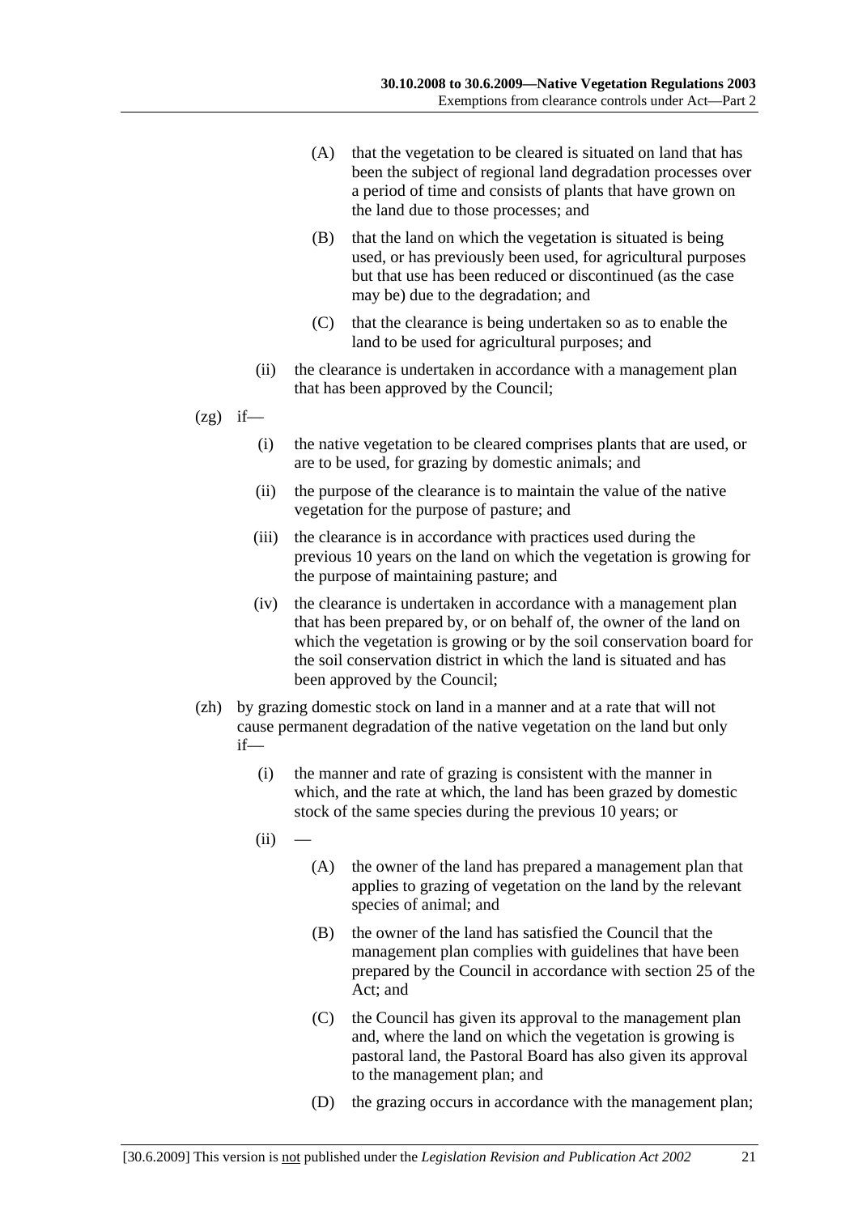(A) that the vegetation to be cleared is situated on land that has been the subject of regional land degradation processes over a period of time and consists of plants that have grown on the land due to those processes; and

(B) that the land on which the vegetation is situated is being used, or has previously been used, for agricultural purposes but that use has been reduced or discontinued (as the case may be) due to the degradation; and

(C) that the clearance is being undertaken so as to enable the land to be used for agricultural purposes; and

(ii) the clearance is undertaken in accordance with a management plan that has been approved by the Council;

(zg) if—

(i) the native vegetation to be cleared comprises plants that are used, or are to be used, for grazing by domestic animals; and

(ii) the purpose of the clearance is to maintain the value of the native vegetation for the purpose of pasture; and

(iii) the clearance is in accordance with practices used during the previous 10 years on the land on which the vegetation is growing for the purpose of maintaining pasture; and

(iv) the clearance is undertaken in accordance with a management plan that has been prepared by, or on behalf of, the owner of the land on which the vegetation is growing or by the soil conservation board for the soil conservation district in which the land is situated and has been approved by the Council;

(zh) by grazing domestic stock on land in a manner and at a rate that will not cause permanent degradation of the native vegetation on the land but only if—

(i) the manner and rate of grazing is consistent with the manner in which, and the rate at which, the land has been grazed by domestic stock of the same species during the previous 10 years; or

(ii) —

(A) the owner of the land has prepared a management plan that applies to grazing of vegetation on the land by the relevant species of animal; and

(B) the owner of the land has satisfied the Council that the management plan complies with guidelines that have been prepared by the Council in accordance with section 25 of the Act; and

(C) the Council has given its approval to the management plan and, where the land on which the vegetation is growing is pastoral land, the Pastoral Board has also given its approval to the management plan; and

(D) the grazing occurs in accordance with the management plan;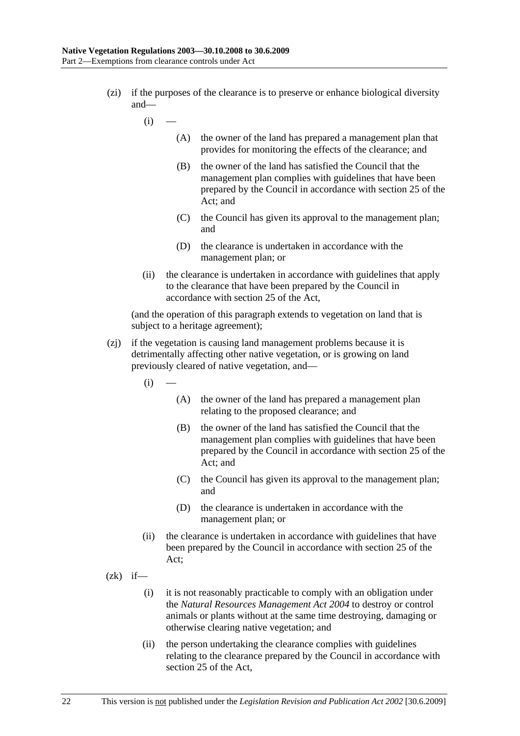(zi) if the purposes of the clearance is to preserve or enhance biological diversity and—

(i) —

(A) the owner of the land has prepared a management plan that provides for monitoring the effects of the clearance; and

(B) the owner of the land has satisfied the Council that the management plan complies with guidelines that have been prepared by the Council in accordance with section 25 of the Act; and

(C) the Council has given its approval to the management plan; and

(D) the clearance is undertaken in accordance with the management plan; or

(ii) the clearance is undertaken in accordance with guidelines that apply to the clearance that have been prepared by the Council in accordance with section 25 of the Act,

(and the operation of this paragraph extends to vegetation on land that is subject to a heritage agreement);

(zj) if the vegetation is causing land management problems because it is detrimentally affecting other native vegetation, or is growing on land previously cleared of native vegetation, and—

(i) —

(A) the owner of the land has prepared a management plan relating to the proposed clearance; and

(B) the owner of the land has satisfied the Council that the management plan complies with guidelines that have been prepared by the Council in accordance with section 25 of the Act; and

(C) the Council has given its approval to the management plan; and

(D) the clearance is undertaken in accordance with the management plan; or

(ii) the clearance is undertaken in accordance with guidelines that have been prepared by the Council in accordance with section 25 of the Act;

(zk) if—

(i) it is not reasonably practicable to comply with an obligation under the *Natural Resources Management Act 2004* to destroy or control animals or plants without at the same time destroying, damaging or otherwise clearing native vegetation; and

(ii) the person undertaking the clearance complies with guidelines relating to the clearance prepared by the Council in accordance with section 25 of the Act,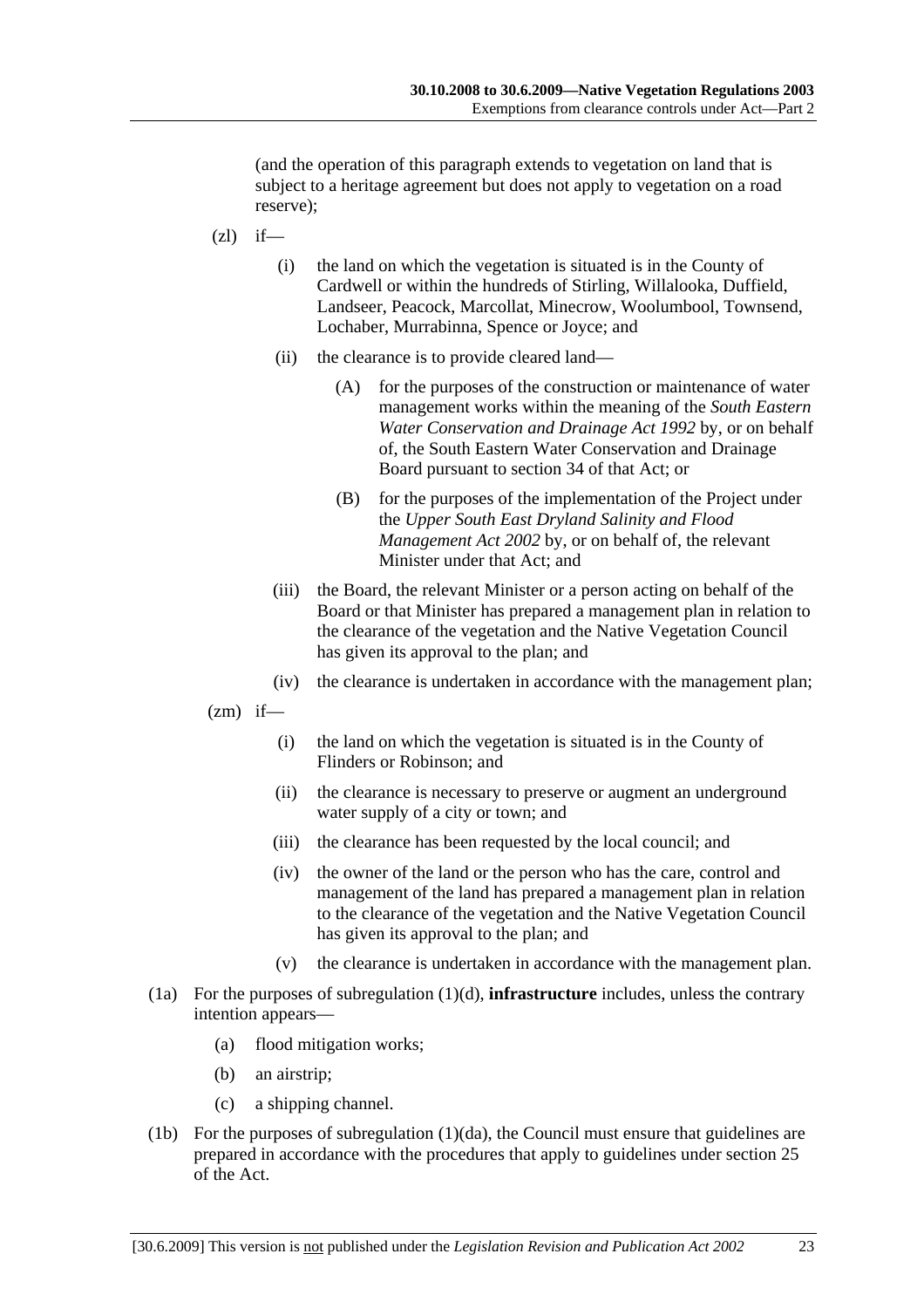(and the operation of this paragraph extends to vegetation on land that is subject to a heritage agreement but does not apply to vegetation on a road reserve);

(zl) if—

(i) the land on which the vegetation is situated is in the County of Cardwell or within the hundreds of Stirling, Willalooka, Duffield, Landseer, Peacock, Marcollat, Minecrow, Woolumbool, Townsend, Lochaber, Murrabinna, Spence or Joyce; and

(ii) the clearance is to provide cleared land—

(A) for the purposes of the construction or maintenance of water management works within the meaning of the *South Eastern Water Conservation and Drainage Act 1992* by, or on behalf of, the South Eastern Water Conservation and Drainage Board pursuant to section 34 of that Act; or

(B) for the purposes of the implementation of the Project under the *Upper South East Dryland Salinity and Flood Management Act 2002* by, or on behalf of, the relevant Minister under that Act; and

(iii) the Board, the relevant Minister or a person acting on behalf of the Board or that Minister has prepared a management plan in relation to the clearance of the vegetation and the Native Vegetation Council has given its approval to the plan; and

(iv) the clearance is undertaken in accordance with the management plan;

(zm) if—

(i) the land on which the vegetation is situated is in the County of Flinders or Robinson; and

(ii) the clearance is necessary to preserve or augment an underground water supply of a city or town; and

(iii) the clearance has been requested by the local council; and

(iv) the owner of the land or the person who has the care, control and management of the land has prepared a management plan in relation to the clearance of the vegetation and the Native Vegetation Council has given its approval to the plan; and

(v) the clearance is undertaken in accordance with the management plan.

(1a) For the purposes of subregulation (1)(d), **infrastructure** includes, unless the contrary intention appears—

(a) flood mitigation works;

(b) an airstrip;

(c) a shipping channel.

(1b) For the purposes of subregulation (1)(da), the Council must ensure that guidelines are prepared in accordance with the procedures that apply to guidelines under section 25 of the Act.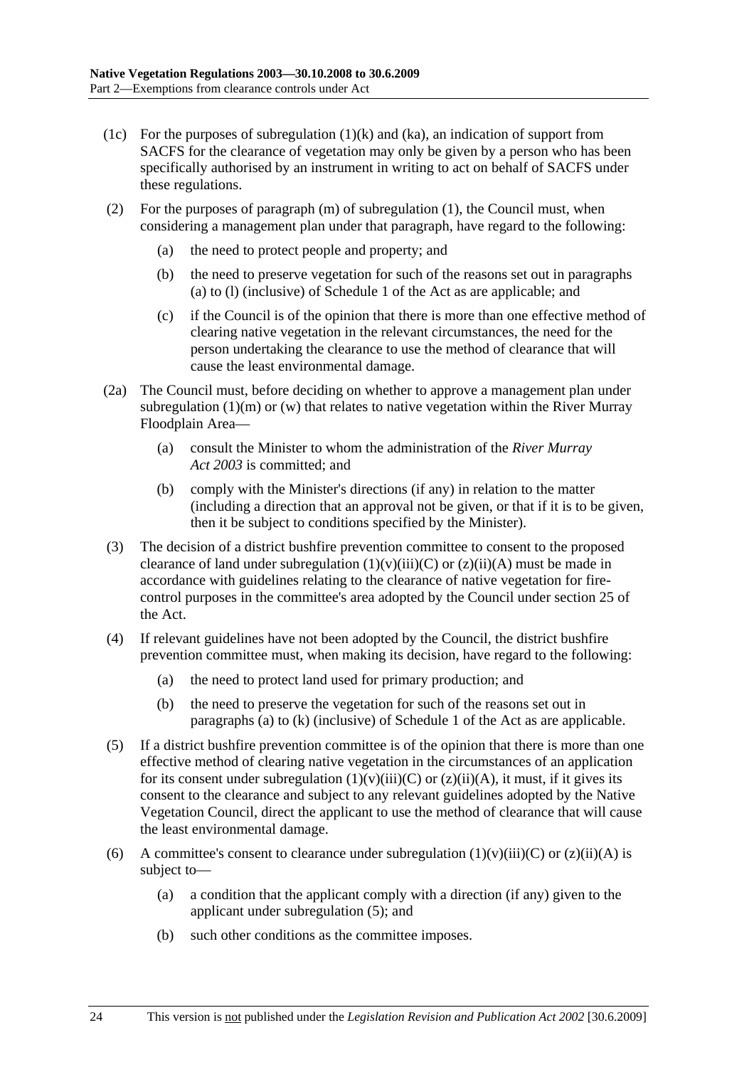(1c) For the purposes of subregulation (1)(k) and (ka), an indication of support from SACFS for the clearance of vegetation may only be given by a person who has been specifically authorised by an instrument in writing to act on behalf of SACFS under these regulations.

(2) For the purposes of paragraph (m) of subregulation (1), the Council must, when considering a management plan under that paragraph, have regard to the following:

(a) the need to protect people and property; and

(b) the need to preserve vegetation for such of the reasons set out in paragraphs (a) to (l) (inclusive) of Schedule 1 of the Act as are applicable; and

(c) if the Council is of the opinion that there is more than one effective method of clearing native vegetation in the relevant circumstances, the need for the person undertaking the clearance to use the method of clearance that will cause the least environmental damage.

(2a) The Council must, before deciding on whether to approve a management plan under subregulation (1)(m) or (w) that relates to native vegetation within the River Murray Floodplain Area—

(a) consult the Minister to whom the administration of the *River Murray Act 2003* is committed; and

(b) comply with the Minister's directions (if any) in relation to the matter (including a direction that an approval not be given, or that if it is to be given, then it be subject to conditions specified by the Minister).

(3) The decision of a district bushfire prevention committee to consent to the proposed clearance of land under subregulation (1)(v)(iii)(C) or (z)(ii)(A) must be made in accordance with guidelines relating to the clearance of native vegetation for fire-control purposes in the committee's area adopted by the Council under section 25 of the Act.

(4) If relevant guidelines have not been adopted by the Council, the district bushfire prevention committee must, when making its decision, have regard to the following:

(a) the need to protect land used for primary production; and

(b) the need to preserve the vegetation for such of the reasons set out in paragraphs (a) to (k) (inclusive) of Schedule 1 of the Act as are applicable.

(5) If a district bushfire prevention committee is of the opinion that there is more than one effective method of clearing native vegetation in the circumstances of an application for its consent under subregulation (1)(v)(iii)(C) or (z)(ii)(A), it must, if it gives its consent to the clearance and subject to any relevant guidelines adopted by the Native Vegetation Council, direct the applicant to use the method of clearance that will cause the least environmental damage.

(6) A committee's consent to clearance under subregulation (1)(v)(iii)(C) or (z)(ii)(A) is subject to—

(a) a condition that the applicant comply with a direction (if any) given to the applicant under subregulation (5); and

(b) such other conditions as the committee imposes.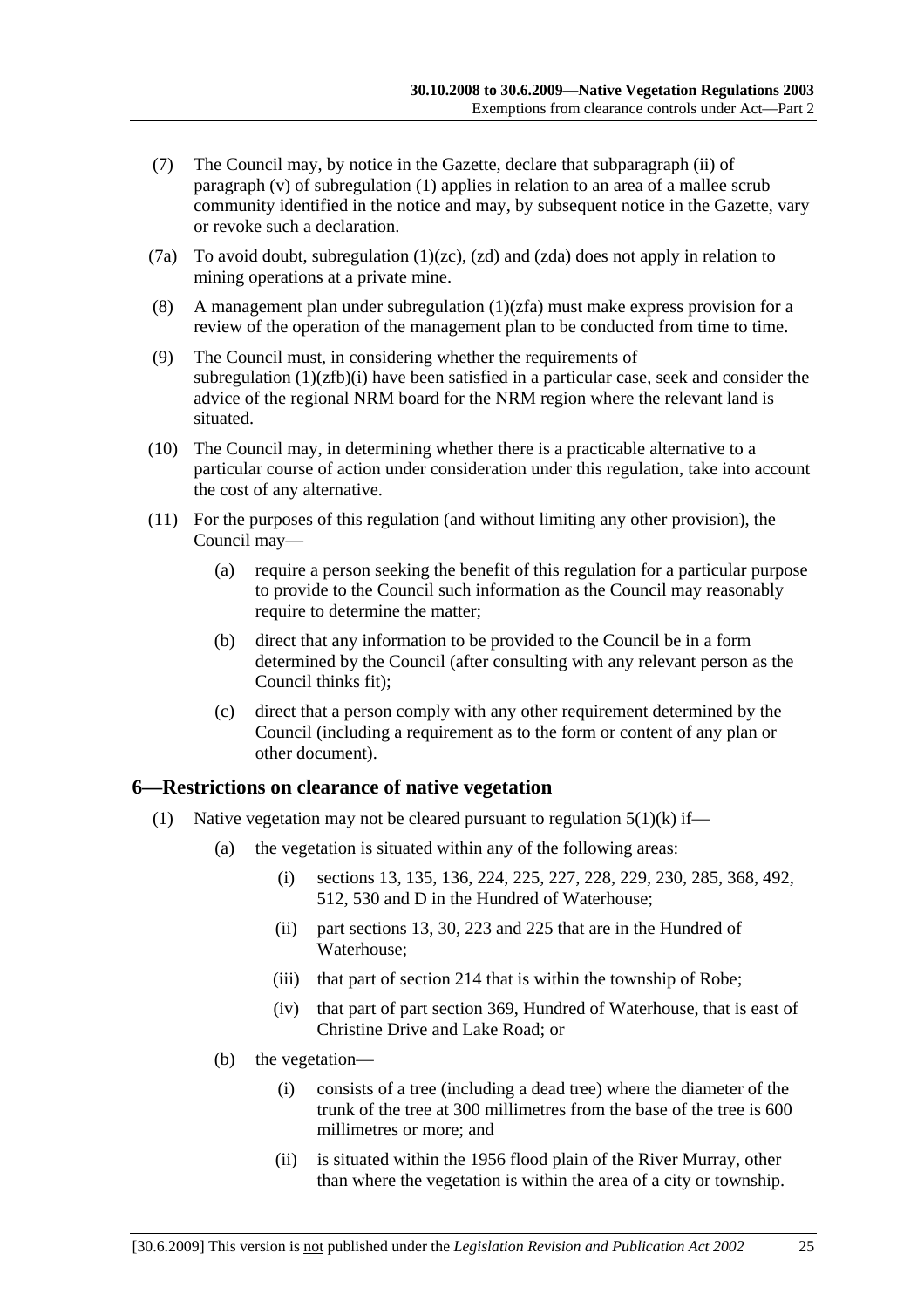(7) The Council may, by notice in the Gazette, declare that subparagraph (ii) of paragraph (v) of subregulation (1) applies in relation to an area of a mallee scrub community identified in the notice and may, by subsequent notice in the Gazette, vary or revoke such a declaration.

(7a) To avoid doubt, subregulation (1)(zc), (zd) and (zda) does not apply in relation to mining operations at a private mine.

(8) A management plan under subregulation (1)(zfa) must make express provision for a review of the operation of the management plan to be conducted from time to time.

(9) The Council must, in considering whether the requirements of subregulation (1)(zfb)(i) have been satisfied in a particular case, seek and consider the advice of the regional NRM board for the NRM region where the relevant land is situated.

(10) The Council may, in determining whether there is a practicable alternative to a particular course of action under consideration under this regulation, take into account the cost of any alternative.

(11) For the purposes of this regulation (and without limiting any other provision), the Council may—

- (a) require a person seeking the benefit of this regulation for a particular purpose to provide to the Council such information as the Council may reasonably require to determine the matter;
- (b) direct that any information to be provided to the Council be in a form determined by the Council (after consulting with any relevant person as the Council thinks fit);
- (c) direct that a person comply with any other requirement determined by the Council (including a requirement as to the form or content of any plan or other document).

## 6—Restrictions on clearance of native vegetation

(1) Native vegetation may not be cleared pursuant to regulation 5(1)(k) if—

- (a) the vegetation is situated within any of the following areas:
  - (i) sections 13, 135, 136, 224, 225, 227, 228, 229, 230, 285, 368, 492, 512, 530 and D in the Hundred of Waterhouse;
  - (ii) part sections 13, 30, 223 and 225 that are in the Hundred of Waterhouse;
  - (iii) that part of section 214 that is within the township of Robe;
  - (iv) that part of part section 369, Hundred of Waterhouse, that is east of Christine Drive and Lake Road; or
- (b) the vegetation—
  - (i) consists of a tree (including a dead tree) where the diameter of the trunk of the tree at 300 millimetres from the base of the tree is 600 millimetres or more; and
  - (ii) is situated within the 1956 flood plain of the River Murray, other than where the vegetation is within the area of a city or township.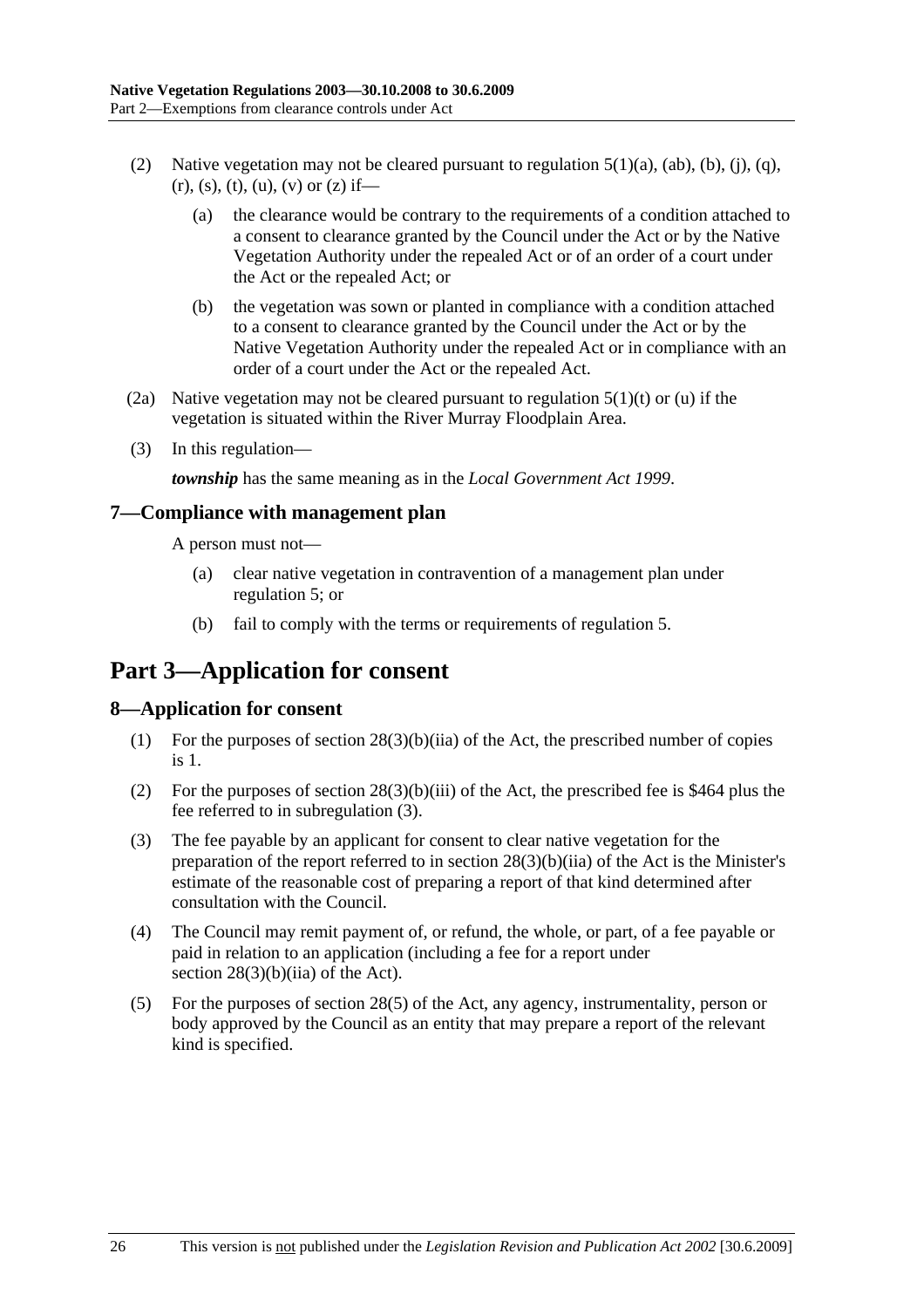(2) Native vegetation may not be cleared pursuant to regulation 5(1)(a), (ab), (b), (j), (q), (r), (s), (t), (u), (v) or (z) if—

   (a) the clearance would be contrary to the requirements of a condition attached to a consent to clearance granted by the Council under the Act or by the Native Vegetation Authority under the repealed Act or of an order of a court under the Act or the repealed Act; or

   (b) the vegetation was sown or planted in compliance with a condition attached to a consent to clearance granted by the Council under the Act or by the Native Vegetation Authority under the repealed Act or in compliance with an order of a court under the Act or the repealed Act.

(2a) Native vegetation may not be cleared pursuant to regulation 5(1)(t) or (u) if the vegetation is situated within the River Murray Floodplain Area.

(3) In this regulation—

***township*** has the same meaning as in the *Local Government Act 1999*.

### 7—Compliance with management plan

A person must not—

   (a) clear native vegetation in contravention of a management plan under regulation 5; or

   (b) fail to comply with the terms or requirements of regulation 5.

## Part 3—Application for consent

### 8—Application for consent

(1) For the purposes of section 28(3)(b)(iia) of the Act, the prescribed number of copies is 1.

(2) For the purposes of section 28(3)(b)(iii) of the Act, the prescribed fee is $464 plus the fee referred to in subregulation (3).

(3) The fee payable by an applicant for consent to clear native vegetation for the preparation of the report referred to in section 28(3)(b)(iia) of the Act is the Minister's estimate of the reasonable cost of preparing a report of that kind determined after consultation with the Council.

(4) The Council may remit payment of, or refund, the whole, or part, of a fee payable or paid in relation to an application (including a fee for a report under section 28(3)(b)(iia) of the Act).

(5) For the purposes of section 28(5) of the Act, any agency, instrumentality, person or body approved by the Council as an entity that may prepare a report of the relevant kind is specified.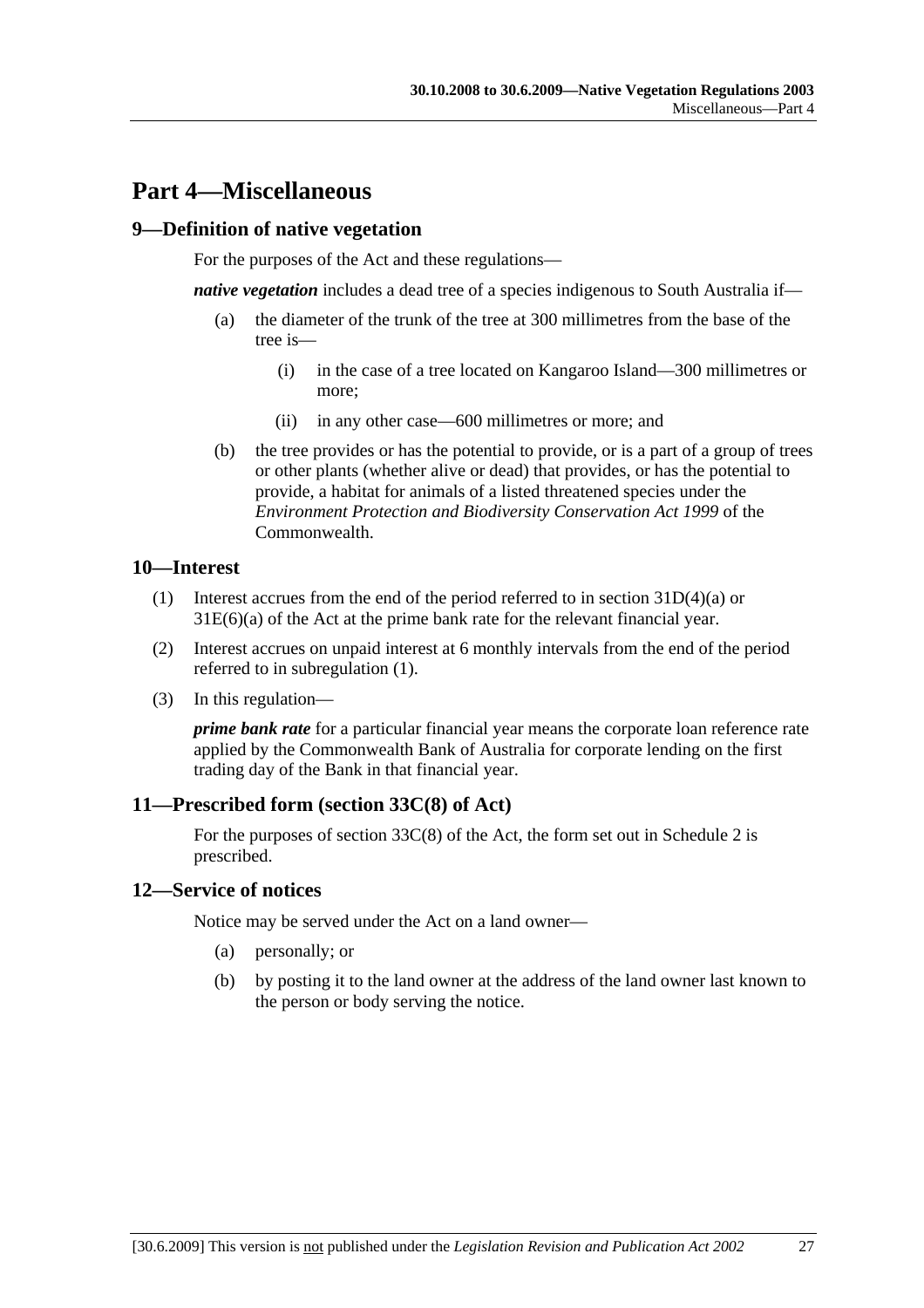# Part 4—Miscellaneous

## 9—Definition of native vegetation

For the purposes of the Act and these regulations—

***native vegetation*** includes a dead tree of a species indigenous to South Australia if—

- (a) the diameter of the trunk of the tree at 300 millimetres from the base of the tree is—
    - (i) in the case of a tree located on Kangaroo Island—300 millimetres or more;
    - (ii) in any other case—600 millimetres or more; and
- (b) the tree provides or has the potential to provide, or is a part of a group of trees or other plants (whether alive or dead) that provides, or has the potential to provide, a habitat for animals of a listed threatened species under the *Environment Protection and Biodiversity Conservation Act 1999* of the Commonwealth.

## 10—Interest

(1) Interest accrues from the end of the period referred to in section 31D(4)(a) or 31E(6)(a) of the Act at the prime bank rate for the relevant financial year.

(2) Interest accrues on unpaid interest at 6 monthly intervals from the end of the period referred to in subregulation (1).

(3) In this regulation—

***prime bank rate*** for a particular financial year means the corporate loan reference rate applied by the Commonwealth Bank of Australia for corporate lending on the first trading day of the Bank in that financial year.

## 11—Prescribed form (section 33C(8) of Act)

For the purposes of section 33C(8) of the Act, the form set out in Schedule 2 is prescribed.

## 12—Service of notices

Notice may be served under the Act on a land owner—

- (a) personally; or
- (b) by posting it to the land owner at the address of the land owner last known to the person or body serving the notice.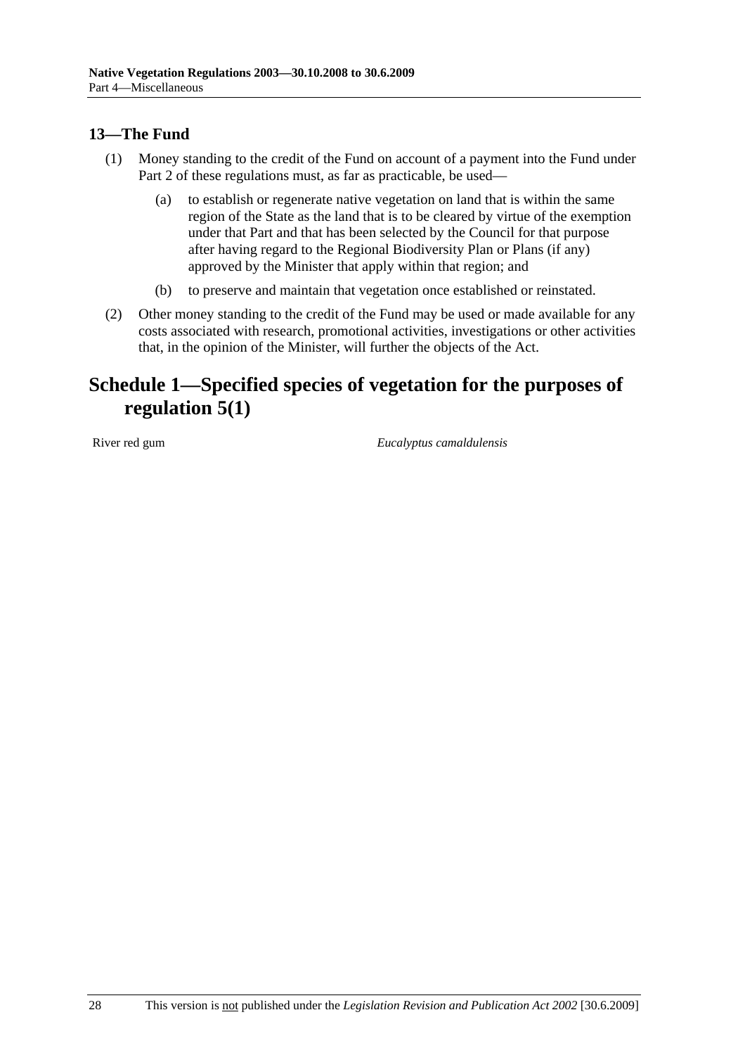### 13—The Fund

(1) Money standing to the credit of the Fund on account of a payment into the Fund under Part 2 of these regulations must, as far as practicable, be used—

(a) to establish or regenerate native vegetation on land that is within the same region of the State as the land that is to be cleared by virtue of the exemption under that Part and that has been selected by the Council for that purpose after having regard to the Regional Biodiversity Plan or Plans (if any) approved by the Minister that apply within that region; and

(b) to preserve and maintain that vegetation once established or reinstated.

(2) Other money standing to the credit of the Fund may be used or made available for any costs associated with research, promotional activities, investigations or other activities that, in the opinion of the Minister, will further the objects of the Act.

## Schedule 1—Specified species of vegetation for the purposes of regulation 5(1)

| | |
|---|---|
| River red gum | *Eucalyptus camaldulensis* |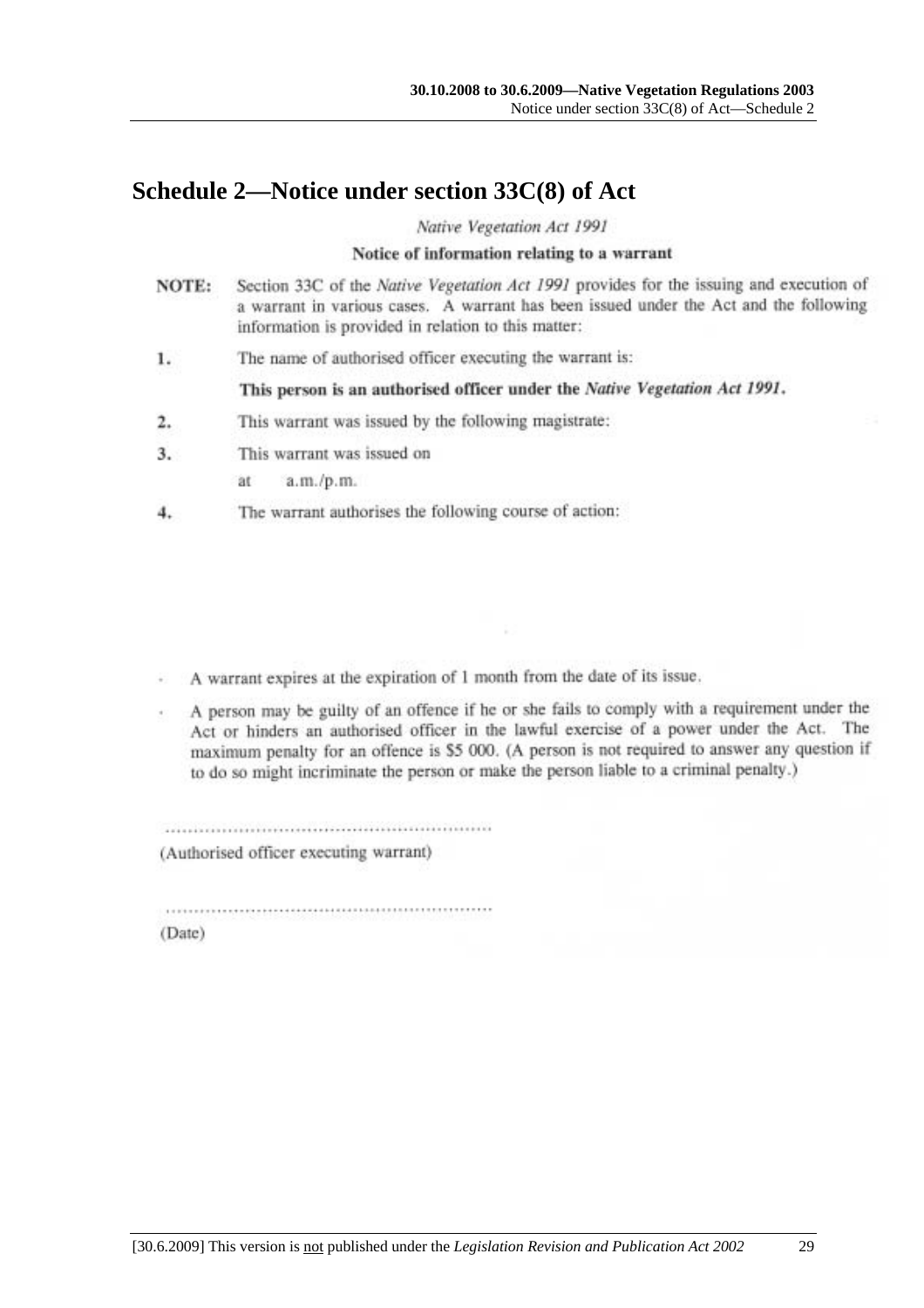# Schedule 2—Notice under section 33C(8) of Act

*Native Vegetation Act 1991*

**Notice of information relating to a warrant**

**NOTE:** Section 33C of the *Native Vegetation Act 1991* provides for the issuing and execution of a warrant in various cases. A warrant has been issued under the Act and the following information is provided in relation to this matter:

1. The name of authorised officer executing the warrant is:

   **This person is an authorised officer under the *Native Vegetation Act 1991*.**

2. This warrant was issued by the following magistrate:

3. This warrant was issued on

   at a.m./p.m.

4. The warrant authorises the following course of action:

- A warrant expires at the expiration of 1 month from the date of its issue.
- A person may be guilty of an offence if he or she fails to comply with a requirement under the Act or hinders an authorised officer in the lawful exercise of a power under the Act. The maximum penalty for an offence is $5 000. (A person is not required to answer any question if to do so might incriminate the person or make the person liable to a criminal penalty.)

............................................................

(Authorised officer executing warrant)

............................................................

(Date)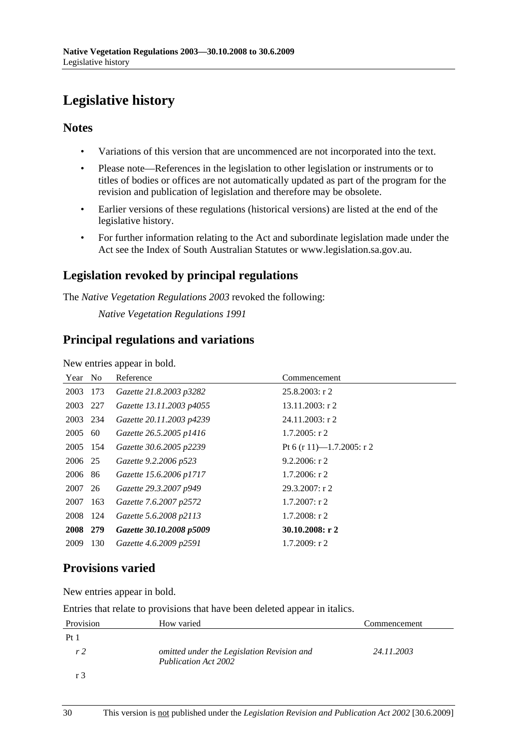# Legislative history

## Notes

- Variations of this version that are uncommenced are not incorporated into the text.
- Please note—References in the legislation to other legislation or instruments or to titles of bodies or offices are not automatically updated as part of the program for the revision and publication of legislation and therefore may be obsolete.
- Earlier versions of these regulations (historical versions) are listed at the end of the legislative history.
- For further information relating to the Act and subordinate legislation made under the Act see the Index of South Australian Statutes or www.legislation.sa.gov.au.

## Legislation revoked by principal regulations

The *Native Vegetation Regulations 2003* revoked the following:

*Native Vegetation Regulations 1991*

## Principal regulations and variations

New entries appear in bold.

| Year | No | Reference | Commencement |
|---|---|---|---|
| 2003 | 173 | *Gazette 21.8.2003 p3282* | 25.8.2003: r 2 |
| 2003 | 227 | *Gazette 13.11.2003 p4055* | 13.11.2003: r 2 |
| 2003 | 234 | *Gazette 20.11.2003 p4239* | 24.11.2003: r 2 |
| 2005 | 60 | *Gazette 26.5.2005 p1416* | 1.7.2005: r 2 |
| 2005 | 154 | *Gazette 30.6.2005 p2239* | Pt 6 (r 11)—1.7.2005: r 2 |
| 2006 | 25 | *Gazette 9.2.2006 p523* | 9.2.2006: r 2 |
| 2006 | 86 | *Gazette 15.6.2006 p1717* | 1.7.2006: r 2 |
| 2007 | 26 | *Gazette 29.3.2007 p949* | 29.3.2007: r 2 |
| 2007 | 163 | *Gazette 7.6.2007 p2572* | 1.7.2007: r 2 |
| 2008 | 124 | *Gazette 5.6.2008 p2113* | 1.7.2008: r 2 |
| **2008** | **279** | ***Gazette 30.10.2008 p5009*** | **30.10.2008: r 2** |
| 2009 | 130 | *Gazette 4.6.2009 p2591* | 1.7.2009: r 2 |

## Provisions varied

New entries appear in bold.

Entries that relate to provisions that have been deleted appear in italics.

| Provision | How varied | Commencement |
|---|---|---|
| Pt 1 | | |
| *r 2* | *omitted under the Legislation Revision and Publication Act 2002* | *24.11.2003* |
| r 3 | | |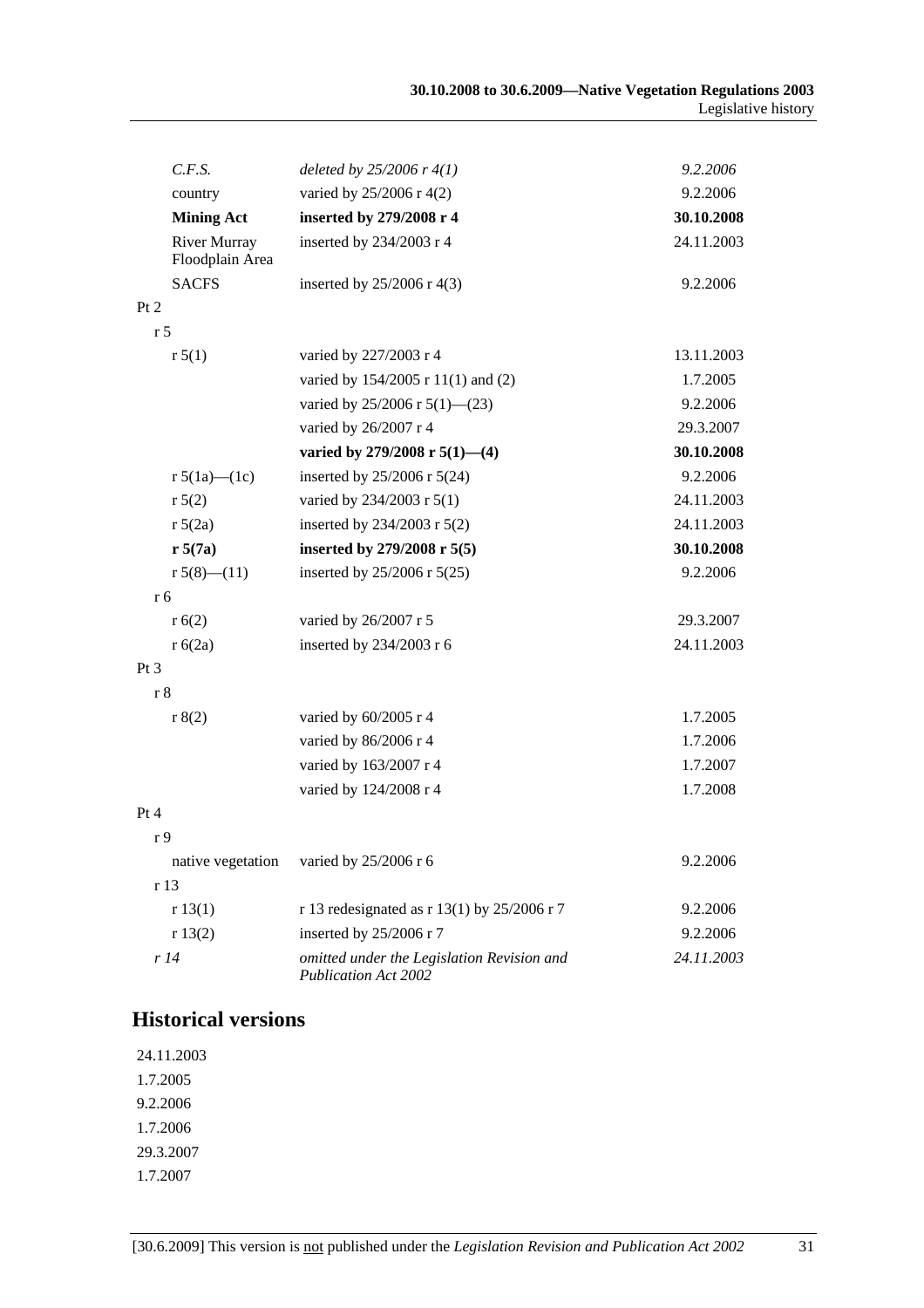| | | |
|---|---|---|
| *C.F.S.* | *deleted by 25/2006 r 4(1)* | *9.2.2006* |
| country | varied by 25/2006 r 4(2) | 9.2.2006 |
| **Mining Act** | **inserted by 279/2008 r 4** | **30.10.2008** |
| River Murray Floodplain Area | inserted by 234/2003 r 4 | 24.11.2003 |
| SACFS | inserted by 25/2006 r 4(3) | 9.2.2006 |
| Pt 2 | | |
| r 5 | | |
| r 5(1) | varied by 227/2003 r 4 | 13.11.2003 |
| | varied by 154/2005 r 11(1) and (2) | 1.7.2005 |
| | varied by 25/2006 r 5(1)—(23) | 9.2.2006 |
| | varied by 26/2007 r 4 | 29.3.2007 |
| | **varied by 279/2008 r 5(1)—(4)** | **30.10.2008** |
| r 5(1a)—(1c) | inserted by 25/2006 r 5(24) | 9.2.2006 |
| r 5(2) | varied by 234/2003 r 5(1) | 24.11.2003 |
| r 5(2a) | inserted by 234/2003 r 5(2) | 24.11.2003 |
| **r 5(7a)** | **inserted by 279/2008 r 5(5)** | **30.10.2008** |
| r 5(8)—(11) | inserted by 25/2006 r 5(25) | 9.2.2006 |
| r 6 | | |
| r 6(2) | varied by 26/2007 r 5 | 29.3.2007 |
| r 6(2a) | inserted by 234/2003 r 6 | 24.11.2003 |
| Pt 3 | | |
| r 8 | | |
| r 8(2) | varied by 60/2005 r 4 | 1.7.2005 |
| | varied by 86/2006 r 4 | 1.7.2006 |
| | varied by 163/2007 r 4 | 1.7.2007 |
| | varied by 124/2008 r 4 | 1.7.2008 |
| Pt 4 | | |
| r 9 | | |
| native vegetation | varied by 25/2006 r 6 | 9.2.2006 |
| r 13 | | |
| r 13(1) | r 13 redesignated as r 13(1) by 25/2006 r 7 | 9.2.2006 |
| r 13(2) | inserted by 25/2006 r 7 | 9.2.2006 |
| *r 14* | *omitted under the Legislation Revision and Publication Act 2002* | *24.11.2003* |

## Historical versions

24.11.2003

1.7.2005

9.2.2006

1.7.2006

29.3.2007

1.7.2007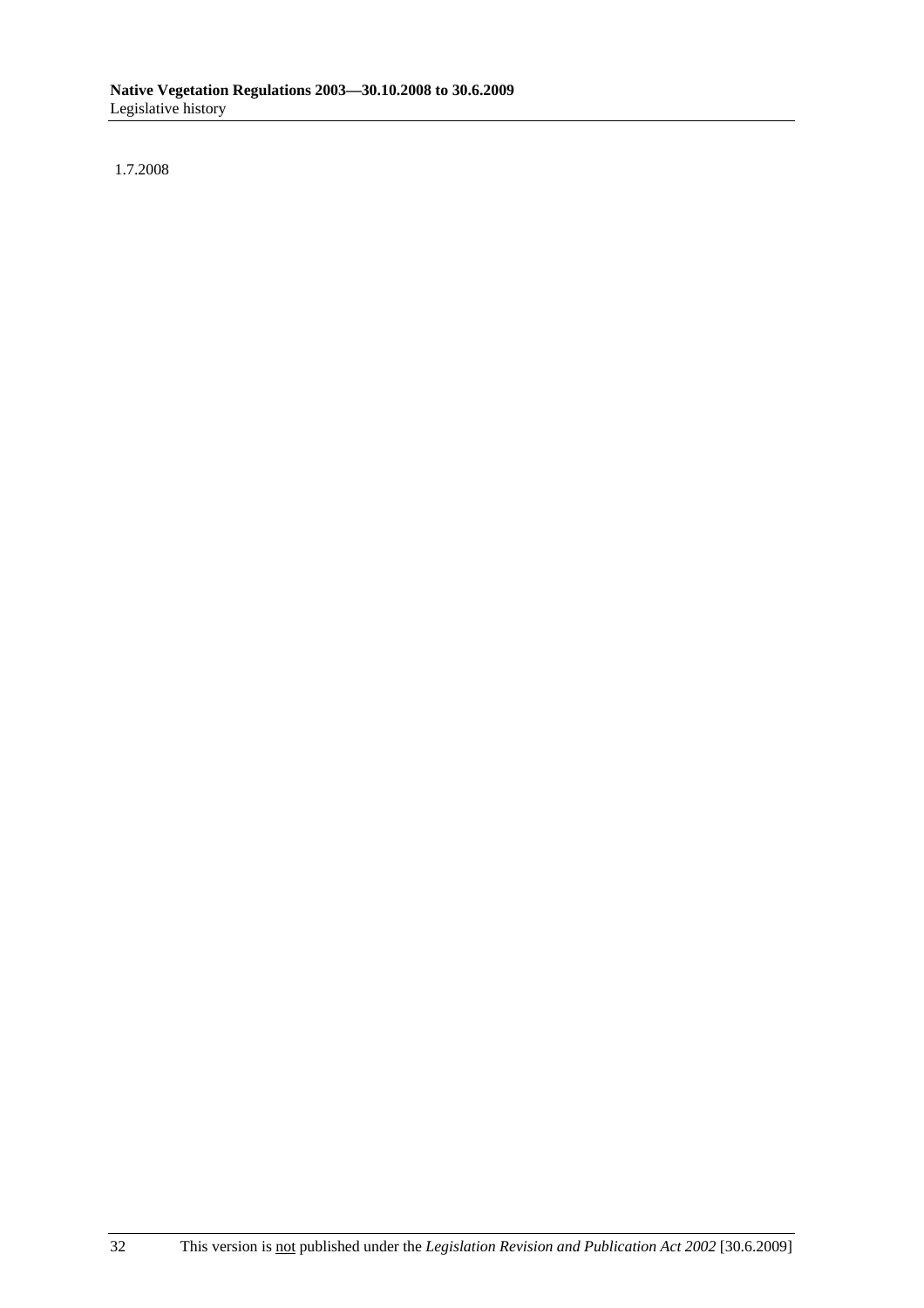1.7.2008